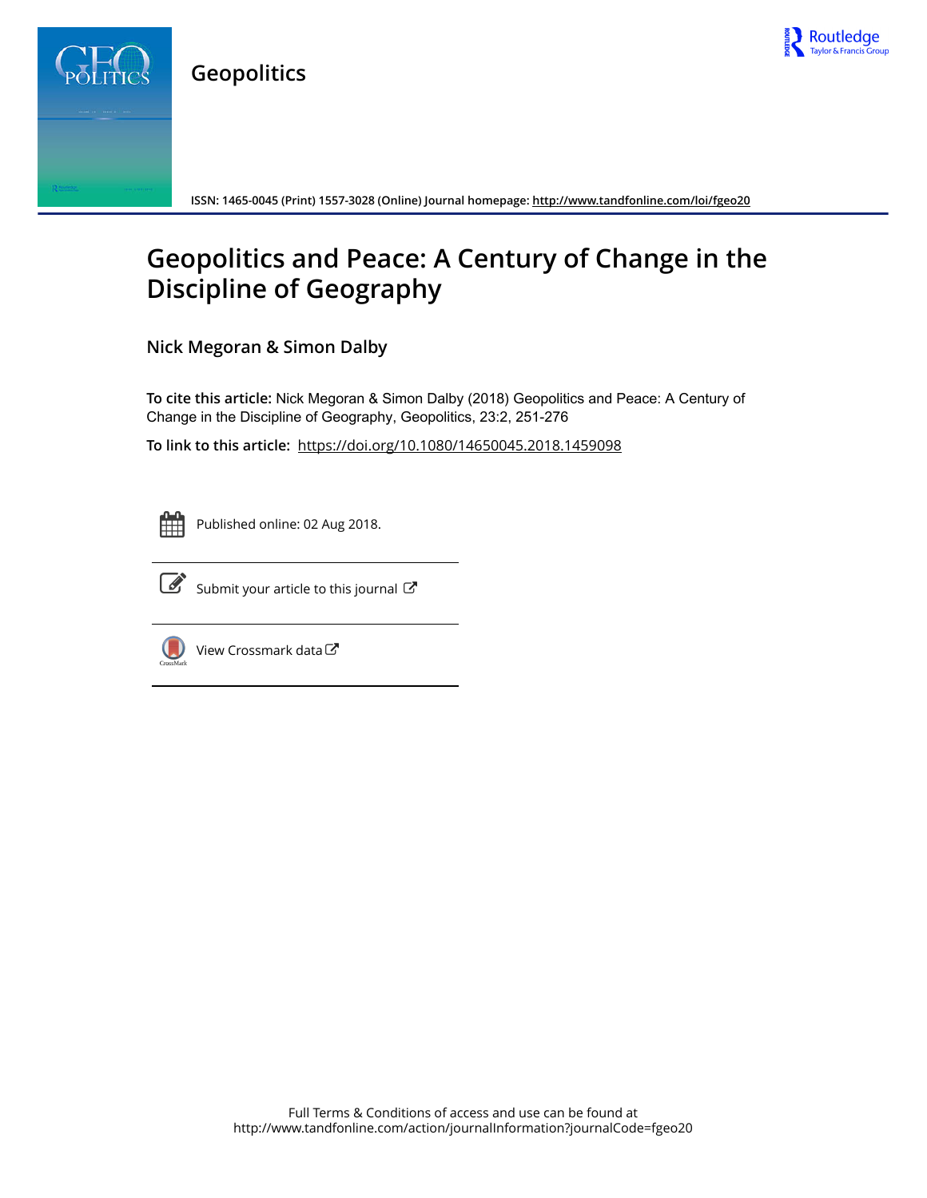# Geopolitics

ISSN: 1465-0045 (Print) 1557-3028 (Online) Journal homepage: http://www.tandfonline.com/loi/fgeo20

# Geopolitics and Peace: A Century of Change in the Discipline of Geography

Nick Megoran & Simon Dalby

**To cite this article:** Nick Megoran & Simon Dalby (2018) Geopolitics and Peace: A Century of Change in the Discipline of Geography, Geopolitics, 23:2, 251-276

**To link to this article:** https://doi.org/10.1080/14650045.2018.1459098

Published online: 02 Aug 2018.

Submit your article to this journal

View Crossmark data

Full Terms & Conditions of access and use can be found at http://www.tandfonline.com/action/journalInformation?journalCode=fgeo20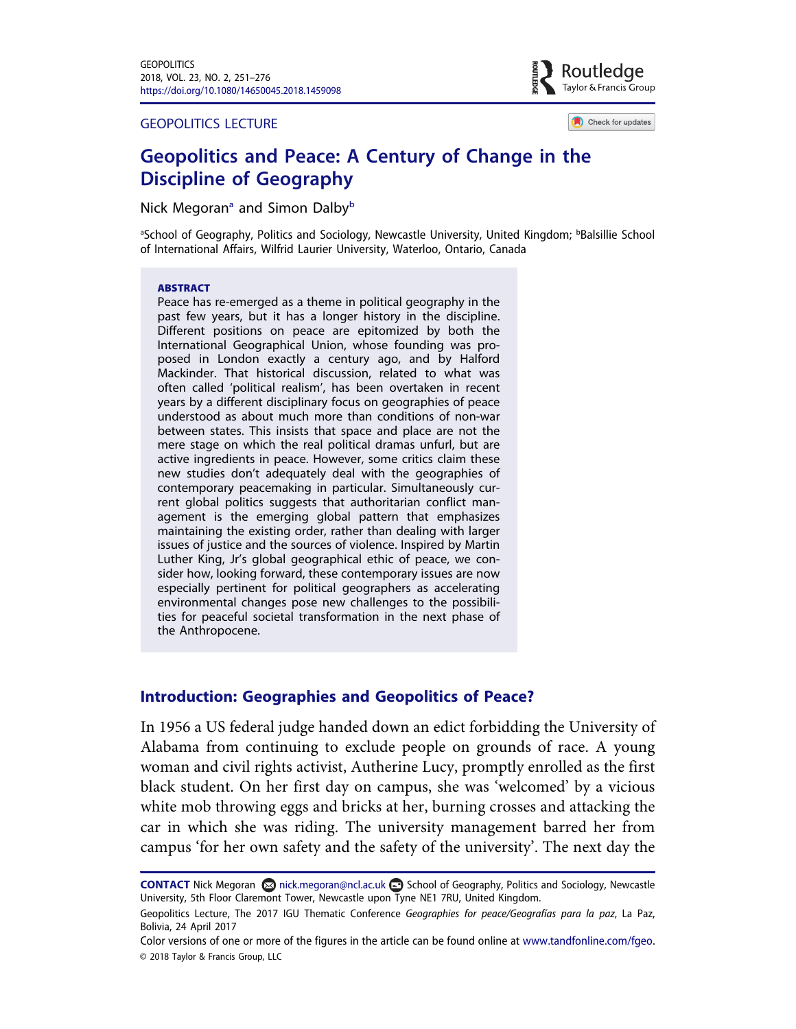GEOPOLITICS LECTURE

# Geopolitics and Peace: A Century of Change in the Discipline of Geography

Nick Megoran[a] and Simon Dalby[b]

[a]School of Geography, Politics and Sociology, Newcastle University, United Kingdom; [b]Balsillie School of International Affairs, Wilfrid Laurier University, Waterloo, Ontario, Canada

**ABSTRACT**

Peace has re-emerged as a theme in political geography in the past few years, but it has a longer history in the discipline. Different positions on peace are epitomized by both the International Geographical Union, whose founding was proposed in London exactly a century ago, and by Halford Mackinder. That historical discussion, related to what was often called 'political realism', has been overtaken in recent years by a different disciplinary focus on geographies of peace understood as about much more than conditions of non-war between states. This insists that space and place are not the mere stage on which the real political dramas unfurl, but are active ingredients in peace. However, some critics claim these new studies don't adequately deal with the geographies of contemporary peacemaking in particular. Simultaneously current global politics suggests that authoritarian conflict management is the emerging global pattern that emphasizes maintaining the existing order, rather than dealing with larger issues of justice and the sources of violence. Inspired by Martin Luther King, Jr's global geographical ethic of peace, we consider how, looking forward, these contemporary issues are now especially pertinent for political geographers as accelerating environmental changes pose new challenges to the possibilities for peaceful societal transformation in the next phase of the Anthropocene.

## Introduction: Geographies and Geopolitics of Peace?

In 1956 a US federal judge handed down an edict forbidding the University of Alabama from continuing to exclude people on grounds of race. A young woman and civil rights activist, Autherine Lucy, promptly enrolled as the first black student. On her first day on campus, she was 'welcomed' by a vicious white mob throwing eggs and bricks at her, burning crosses and attacking the car in which she was riding. The university management barred her from campus 'for her own safety and the safety of the university'. The next day the

---

**CONTACT** Nick Megoran nick.megoran@ncl.ac.uk School of Geography, Politics and Sociology, Newcastle University, 5th Floor Claremont Tower, Newcastle upon Tyne NE1 7RU, United Kingdom.

Geopolitics Lecture, The 2017 IGU Thematic Conference *Geographies for peace/Geografías para la paz*, La Paz, Bolivia, 24 April 2017

Color versions of one or more of the figures in the article can be found online at www.tandfonline.com/fgeo.

© 2018 Taylor & Francis Group, LLC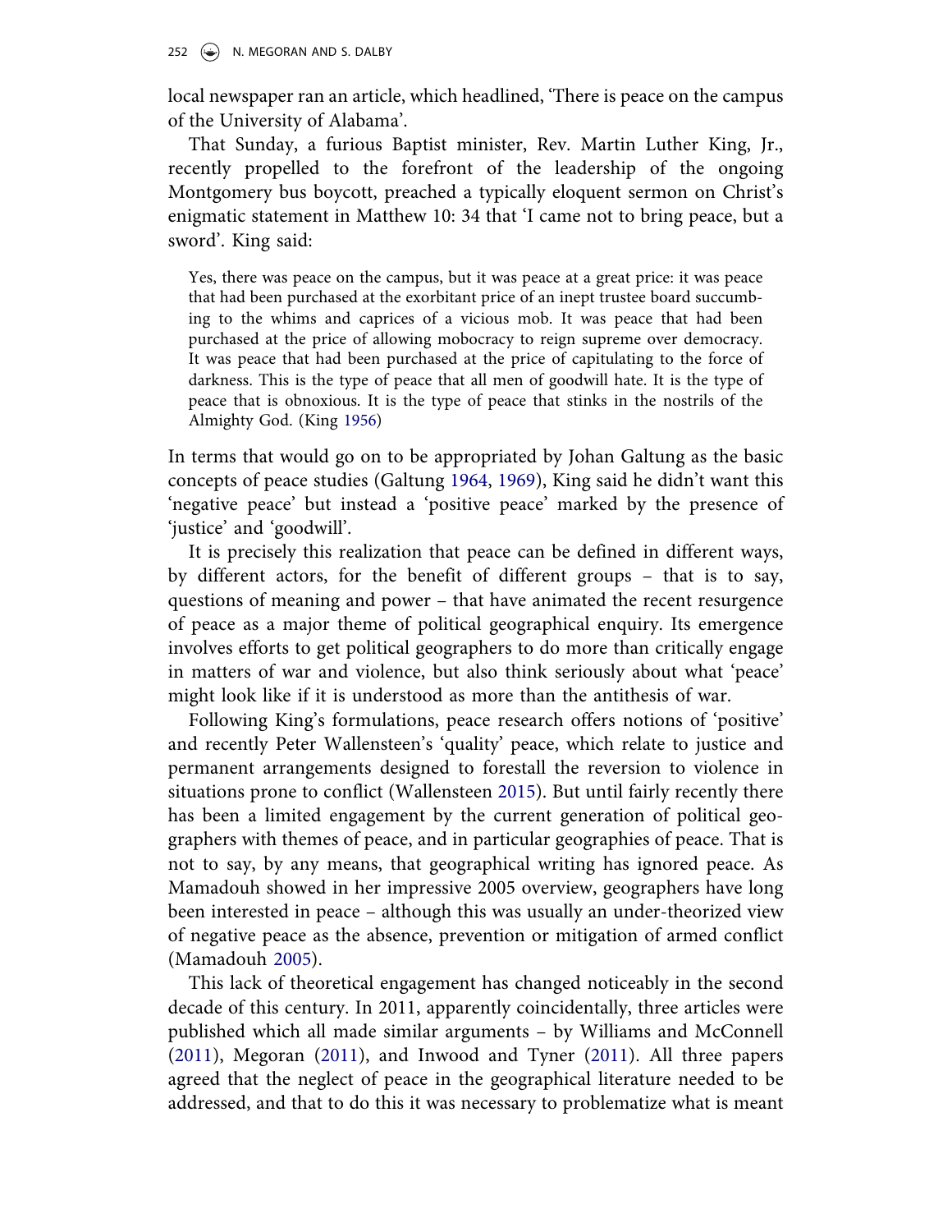local newspaper ran an article, which headlined, 'There is peace on the campus of the University of Alabama'.

That Sunday, a furious Baptist minister, Rev. Martin Luther King, Jr., recently propelled to the forefront of the leadership of the ongoing Montgomery bus boycott, preached a typically eloquent sermon on Christ's enigmatic statement in Matthew 10: 34 that 'I came not to bring peace, but a sword'. King said:

> Yes, there was peace on the campus, but it was peace at a great price: it was peace that had been purchased at the exorbitant price of an inept trustee board succumbing to the whims and caprices of a vicious mob. It was peace that had been purchased at the price of allowing mobocracy to reign supreme over democracy. It was peace that had been purchased at the price of capitulating to the force of darkness. This is the type of peace that all men of goodwill hate. It is the type of peace that is obnoxious. It is the type of peace that stinks in the nostrils of the Almighty God. (King 1956)

In terms that would go on to be appropriated by Johan Galtung as the basic concepts of peace studies (Galtung 1964, 1969), King said he didn't want this 'negative peace' but instead a 'positive peace' marked by the presence of 'justice' and 'goodwill'.

It is precisely this realization that peace can be defined in different ways, by different actors, for the benefit of different groups – that is to say, questions of meaning and power – that have animated the recent resurgence of peace as a major theme of political geographical enquiry. Its emergence involves efforts to get political geographers to do more than critically engage in matters of war and violence, but also think seriously about what 'peace' might look like if it is understood as more than the antithesis of war.

Following King's formulations, peace research offers notions of 'positive' and recently Peter Wallensteen's 'quality' peace, which relate to justice and permanent arrangements designed to forestall the reversion to violence in situations prone to conflict (Wallensteen 2015). But until fairly recently there has been a limited engagement by the current generation of political geographers with themes of peace, and in particular geographies of peace. That is not to say, by any means, that geographical writing has ignored peace. As Mamadouh showed in her impressive 2005 overview, geographers have long been interested in peace – although this was usually an under-theorized view of negative peace as the absence, prevention or mitigation of armed conflict (Mamadouh 2005).

This lack of theoretical engagement has changed noticeably in the second decade of this century. In 2011, apparently coincidentally, three articles were published which all made similar arguments – by Williams and McConnell (2011), Megoran (2011), and Inwood and Tyner (2011). All three papers agreed that the neglect of peace in the geographical literature needed to be addressed, and that to do this it was necessary to problematize what is meant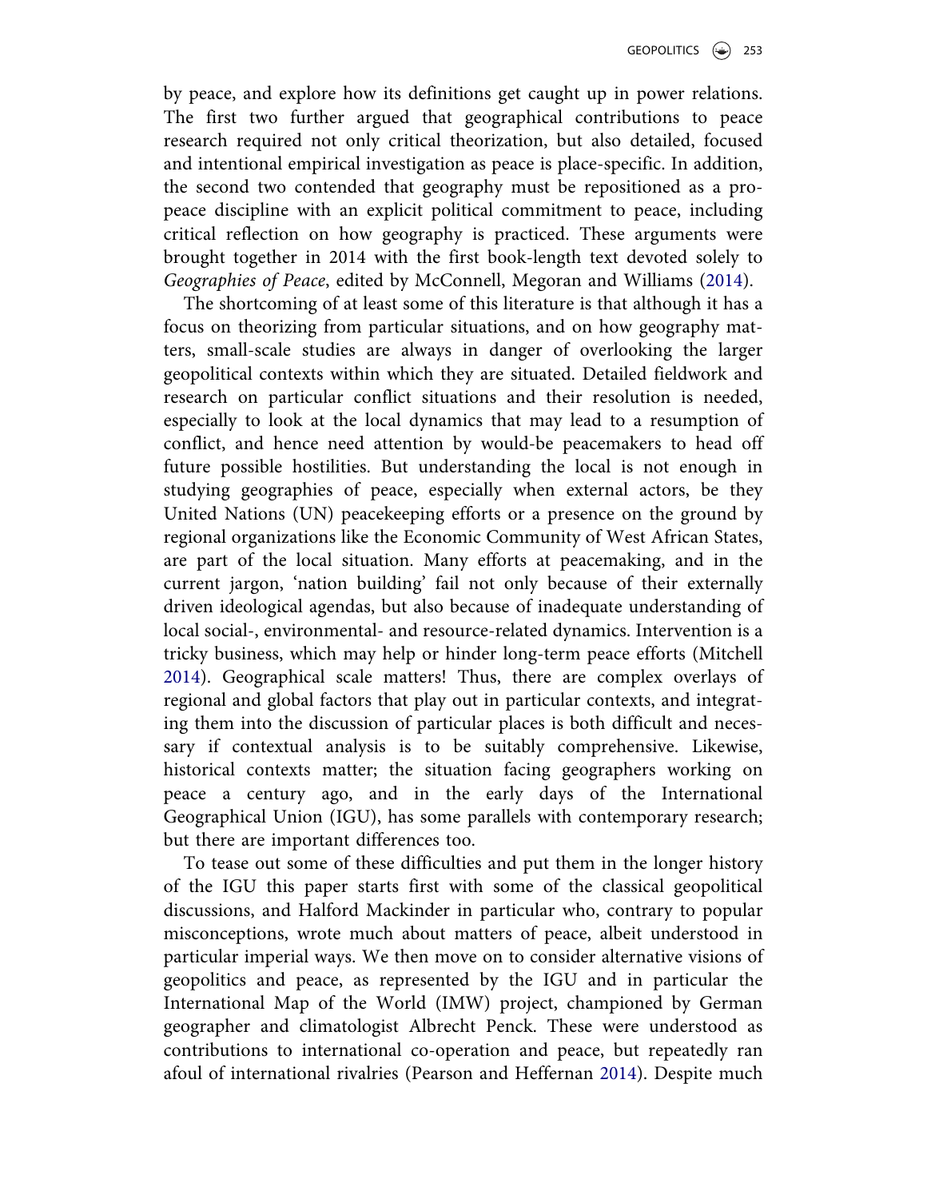by peace, and explore how its definitions get caught up in power relations. The first two further argued that geographical contributions to peace research required not only critical theorization, but also detailed, focused and intentional empirical investigation as peace is place-specific. In addition, the second two contended that geography must be repositioned as a pro-peace discipline with an explicit political commitment to peace, including critical reflection on how geography is practiced. These arguments were brought together in 2014 with the first book-length text devoted solely to *Geographies of Peace*, edited by McConnell, Megoran and Williams (2014).

The shortcoming of at least some of this literature is that although it has a focus on theorizing from particular situations, and on how geography matters, small-scale studies are always in danger of overlooking the larger geopolitical contexts within which they are situated. Detailed fieldwork and research on particular conflict situations and their resolution is needed, especially to look at the local dynamics that may lead to a resumption of conflict, and hence need attention by would-be peacemakers to head off future possible hostilities. But understanding the local is not enough in studying geographies of peace, especially when external actors, be they United Nations (UN) peacekeeping efforts or a presence on the ground by regional organizations like the Economic Community of West African States, are part of the local situation. Many efforts at peacemaking, and in the current jargon, 'nation building' fail not only because of their externally driven ideological agendas, but also because of inadequate understanding of local social-, environmental- and resource-related dynamics. Intervention is a tricky business, which may help or hinder long-term peace efforts (Mitchell 2014). Geographical scale matters! Thus, there are complex overlays of regional and global factors that play out in particular contexts, and integrating them into the discussion of particular places is both difficult and necessary if contextual analysis is to be suitably comprehensive. Likewise, historical contexts matter; the situation facing geographers working on peace a century ago, and in the early days of the International Geographical Union (IGU), has some parallels with contemporary research; but there are important differences too.

To tease out some of these difficulties and put them in the longer history of the IGU this paper starts first with some of the classical geopolitical discussions, and Halford Mackinder in particular who, contrary to popular misconceptions, wrote much about matters of peace, albeit understood in particular imperial ways. We then move on to consider alternative visions of geopolitics and peace, as represented by the IGU and in particular the International Map of the World (IMW) project, championed by German geographer and climatologist Albrecht Penck. These were understood as contributions to international co-operation and peace, but repeatedly ran afoul of international rivalries (Pearson and Heffernan 2014). Despite much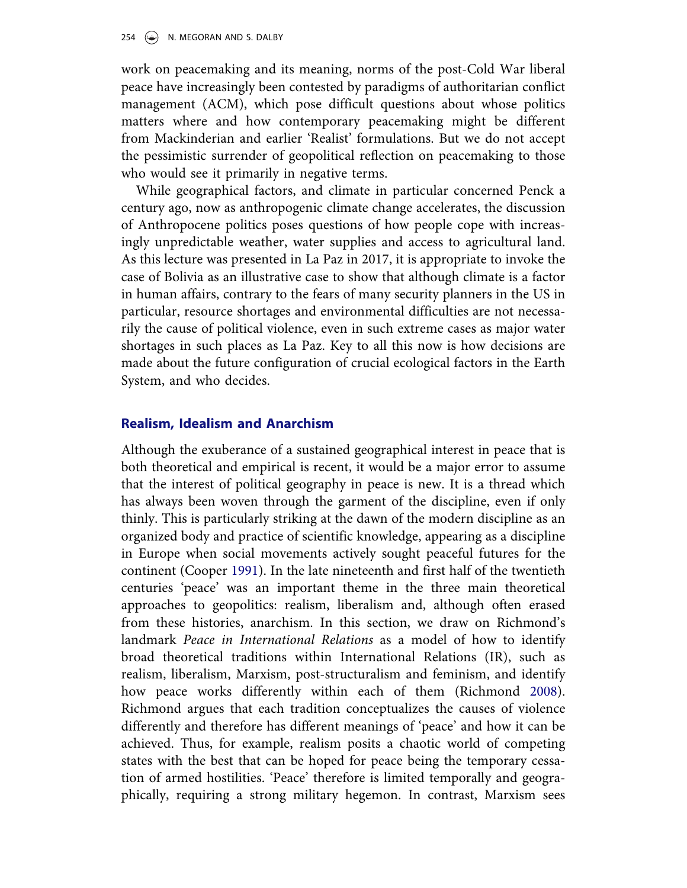work on peacemaking and its meaning, norms of the post-Cold War liberal peace have increasingly been contested by paradigms of authoritarian conflict management (ACM), which pose difficult questions about whose politics matters where and how contemporary peacemaking might be different from Mackinderian and earlier 'Realist' formulations. But we do not accept the pessimistic surrender of geopolitical reflection on peacemaking to those who would see it primarily in negative terms.

While geographical factors, and climate in particular concerned Penck a century ago, now as anthropogenic climate change accelerates, the discussion of Anthropocene politics poses questions of how people cope with increasingly unpredictable weather, water supplies and access to agricultural land. As this lecture was presented in La Paz in 2017, it is appropriate to invoke the case of Bolivia as an illustrative case to show that although climate is a factor in human affairs, contrary to the fears of many security planners in the US in particular, resource shortages and environmental difficulties are not necessarily the cause of political violence, even in such extreme cases as major water shortages in such places as La Paz. Key to all this now is how decisions are made about the future configuration of crucial ecological factors in the Earth System, and who decides.

## Realism, Idealism and Anarchism

Although the exuberance of a sustained geographical interest in peace that is both theoretical and empirical is recent, it would be a major error to assume that the interest of political geography in peace is new. It is a thread which has always been woven through the garment of the discipline, even if only thinly. This is particularly striking at the dawn of the modern discipline as an organized body and practice of scientific knowledge, appearing as a discipline in Europe when social movements actively sought peaceful futures for the continent (Cooper 1991). In the late nineteenth and first half of the twentieth centuries 'peace' was an important theme in the three main theoretical approaches to geopolitics: realism, liberalism and, although often erased from these histories, anarchism. In this section, we draw on Richmond's landmark *Peace in International Relations* as a model of how to identify broad theoretical traditions within International Relations (IR), such as realism, liberalism, Marxism, post-structuralism and feminism, and identify how peace works differently within each of them (Richmond 2008). Richmond argues that each tradition conceptualizes the causes of violence differently and therefore has different meanings of 'peace' and how it can be achieved. Thus, for example, realism posits a chaotic world of competing states with the best that can be hoped for peace being the temporary cessation of armed hostilities. 'Peace' therefore is limited temporally and geographically, requiring a strong military hegemon. In contrast, Marxism sees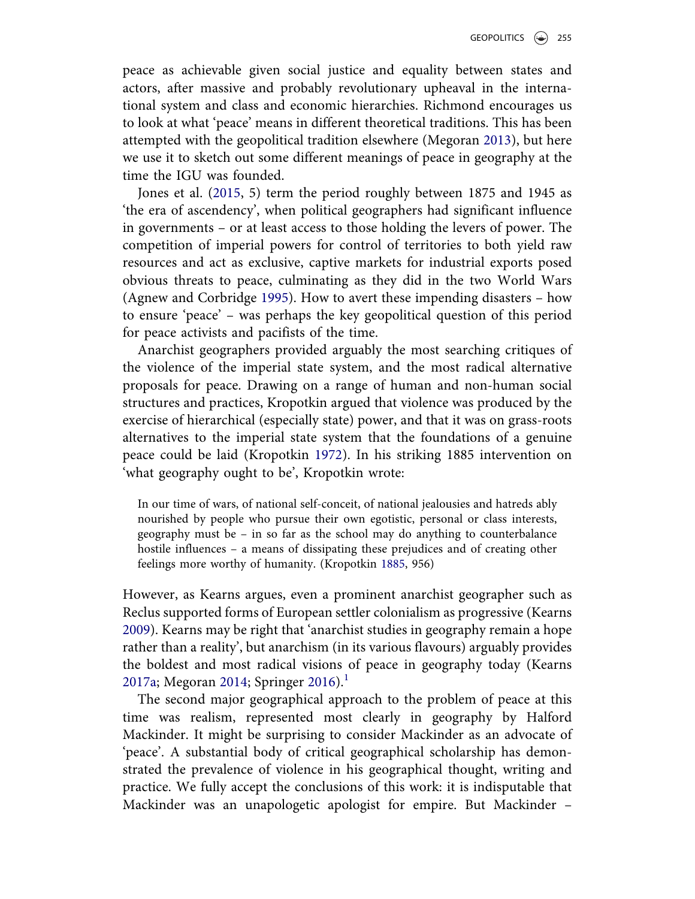peace as achievable given social justice and equality between states and actors, after massive and probably revolutionary upheaval in the international system and class and economic hierarchies. Richmond encourages us to look at what 'peace' means in different theoretical traditions. This has been attempted with the geopolitical tradition elsewhere (Megoran 2013), but here we use it to sketch out some different meanings of peace in geography at the time the IGU was founded.

Jones et al. (2015, 5) term the period roughly between 1875 and 1945 as 'the era of ascendency', when political geographers had significant influence in governments – or at least access to those holding the levers of power. The competition of imperial powers for control of territories to both yield raw resources and act as exclusive, captive markets for industrial exports posed obvious threats to peace, culminating as they did in the two World Wars (Agnew and Corbridge 1995). How to avert these impending disasters – how to ensure 'peace' – was perhaps the key geopolitical question of this period for peace activists and pacifists of the time.

Anarchist geographers provided arguably the most searching critiques of the violence of the imperial state system, and the most radical alternative proposals for peace. Drawing on a range of human and non-human social structures and practices, Kropotkin argued that violence was produced by the exercise of hierarchical (especially state) power, and that it was on grass-roots alternatives to the imperial state system that the foundations of a genuine peace could be laid (Kropotkin 1972). In his striking 1885 intervention on 'what geography ought to be', Kropotkin wrote:

> In our time of wars, of national self-conceit, of national jealousies and hatreds ably nourished by people who pursue their own egotistic, personal or class interests, geography must be – in so far as the school may do anything to counterbalance hostile influences – a means of dissipating these prejudices and of creating other feelings more worthy of humanity. (Kropotkin 1885, 956)

However, as Kearns argues, even a prominent anarchist geographer such as Reclus supported forms of European settler colonialism as progressive (Kearns 2009). Kearns may be right that 'anarchist studies in geography remain a hope rather than a reality', but anarchism (in its various flavours) arguably provides the boldest and most radical visions of peace in geography today (Kearns 2017a; Megoran 2014; Springer 2016).[1]

The second major geographical approach to the problem of peace at this time was realism, represented most clearly in geography by Halford Mackinder. It might be surprising to consider Mackinder as an advocate of 'peace'. A substantial body of critical geographical scholarship has demonstrated the prevalence of violence in his geographical thought, writing and practice. We fully accept the conclusions of this work: it is indisputable that Mackinder was an unapologetic apologist for empire. But Mackinder –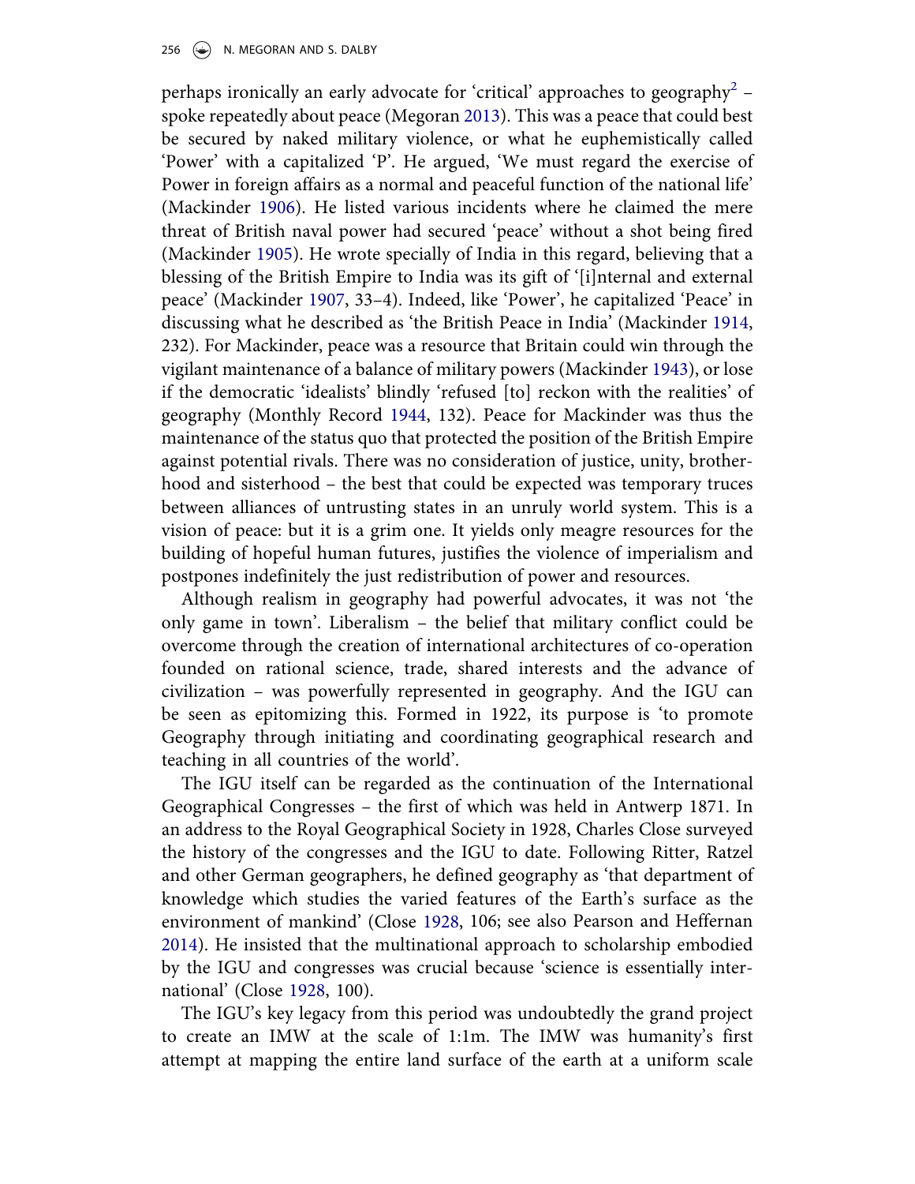perhaps ironically an early advocate for 'critical' approaches to geography[2] – spoke repeatedly about peace (Megoran 2013). This was a peace that could best be secured by naked military violence, or what he euphemistically called 'Power' with a capitalized 'P'. He argued, 'We must regard the exercise of Power in foreign affairs as a normal and peaceful function of the national life' (Mackinder 1906). He listed various incidents where he claimed the mere threat of British naval power had secured 'peace' without a shot being fired (Mackinder 1905). He wrote specially of India in this regard, believing that a blessing of the British Empire to India was its gift of '[i]nternal and external peace' (Mackinder 1907, 33–4). Indeed, like 'Power', he capitalized 'Peace' in discussing what he described as 'the British Peace in India' (Mackinder 1914, 232). For Mackinder, peace was a resource that Britain could win through the vigilant maintenance of a balance of military powers (Mackinder 1943), or lose if the democratic 'idealists' blindly 'refused [to] reckon with the realities' of geography (Monthly Record 1944, 132). Peace for Mackinder was thus the maintenance of the status quo that protected the position of the British Empire against potential rivals. There was no consideration of justice, unity, brotherhood and sisterhood – the best that could be expected was temporary truces between alliances of untrusting states in an unruly world system. This is a vision of peace: but it is a grim one. It yields only meagre resources for the building of hopeful human futures, justifies the violence of imperialism and postpones indefinitely the just redistribution of power and resources.

Although realism in geography had powerful advocates, it was not 'the only game in town'. Liberalism – the belief that military conflict could be overcome through the creation of international architectures of co-operation founded on rational science, trade, shared interests and the advance of civilization – was powerfully represented in geography. And the IGU can be seen as epitomizing this. Formed in 1922, its purpose is 'to promote Geography through initiating and coordinating geographical research and teaching in all countries of the world'.

The IGU itself can be regarded as the continuation of the International Geographical Congresses – the first of which was held in Antwerp 1871. In an address to the Royal Geographical Society in 1928, Charles Close surveyed the history of the congresses and the IGU to date. Following Ritter, Ratzel and other German geographers, he defined geography as 'that department of knowledge which studies the varied features of the Earth's surface as the environment of mankind' (Close 1928, 106; see also Pearson and Heffernan 2014). He insisted that the multinational approach to scholarship embodied by the IGU and congresses was crucial because 'science is essentially international' (Close 1928, 100).

The IGU's key legacy from this period was undoubtedly the grand project to create an IMW at the scale of 1:1m. The IMW was humanity's first attempt at mapping the entire land surface of the earth at a uniform scale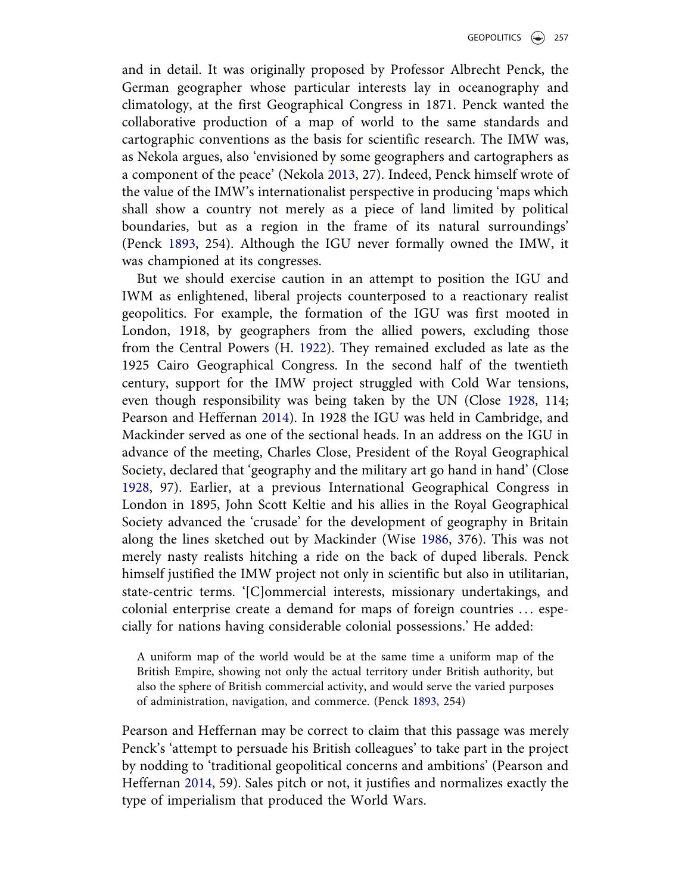and in detail. It was originally proposed by Professor Albrecht Penck, the German geographer whose particular interests lay in oceanography and climatology, at the first Geographical Congress in 1871. Penck wanted the collaborative production of a map of world to the same standards and cartographic conventions as the basis for scientific research. The IMW was, as Nekola argues, also 'envisioned by some geographers and cartographers as a component of the peace' (Nekola 2013, 27). Indeed, Penck himself wrote of the value of the IMW's internationalist perspective in producing 'maps which shall show a country not merely as a piece of land limited by political boundaries, but as a region in the frame of its natural surroundings' (Penck 1893, 254). Although the IGU never formally owned the IMW, it was championed at its congresses.

But we should exercise caution in an attempt to position the IGU and IWM as enlightened, liberal projects counterposed to a reactionary realist geopolitics. For example, the formation of the IGU was first mooted in London, 1918, by geographers from the allied powers, excluding those from the Central Powers (H. 1922). They remained excluded as late as the 1925 Cairo Geographical Congress. In the second half of the twentieth century, support for the IMW project struggled with Cold War tensions, even though responsibility was being taken by the UN (Close 1928, 114; Pearson and Heffernan 2014). In 1928 the IGU was held in Cambridge, and Mackinder served as one of the sectional heads. In an address on the IGU in advance of the meeting, Charles Close, President of the Royal Geographical Society, declared that 'geography and the military art go hand in hand' (Close 1928, 97). Earlier, at a previous International Geographical Congress in London in 1895, John Scott Keltie and his allies in the Royal Geographical Society advanced the 'crusade' for the development of geography in Britain along the lines sketched out by Mackinder (Wise 1986, 376). This was not merely nasty realists hitching a ride on the back of duped liberals. Penck himself justified the IMW project not only in scientific but also in utilitarian, state-centric terms. '[C]ommercial interests, missionary undertakings, and colonial enterprise create a demand for maps of foreign countries … especially for nations having considerable colonial possessions.' He added:

> A uniform map of the world would be at the same time a uniform map of the British Empire, showing not only the actual territory under British authority, but also the sphere of British commercial activity, and would serve the varied purposes of administration, navigation, and commerce. (Penck 1893, 254)

Pearson and Heffernan may be correct to claim that this passage was merely Penck's 'attempt to persuade his British colleagues' to take part in the project by nodding to 'traditional geopolitical concerns and ambitions' (Pearson and Heffernan 2014, 59). Sales pitch or not, it justifies and normalizes exactly the type of imperialism that produced the World Wars.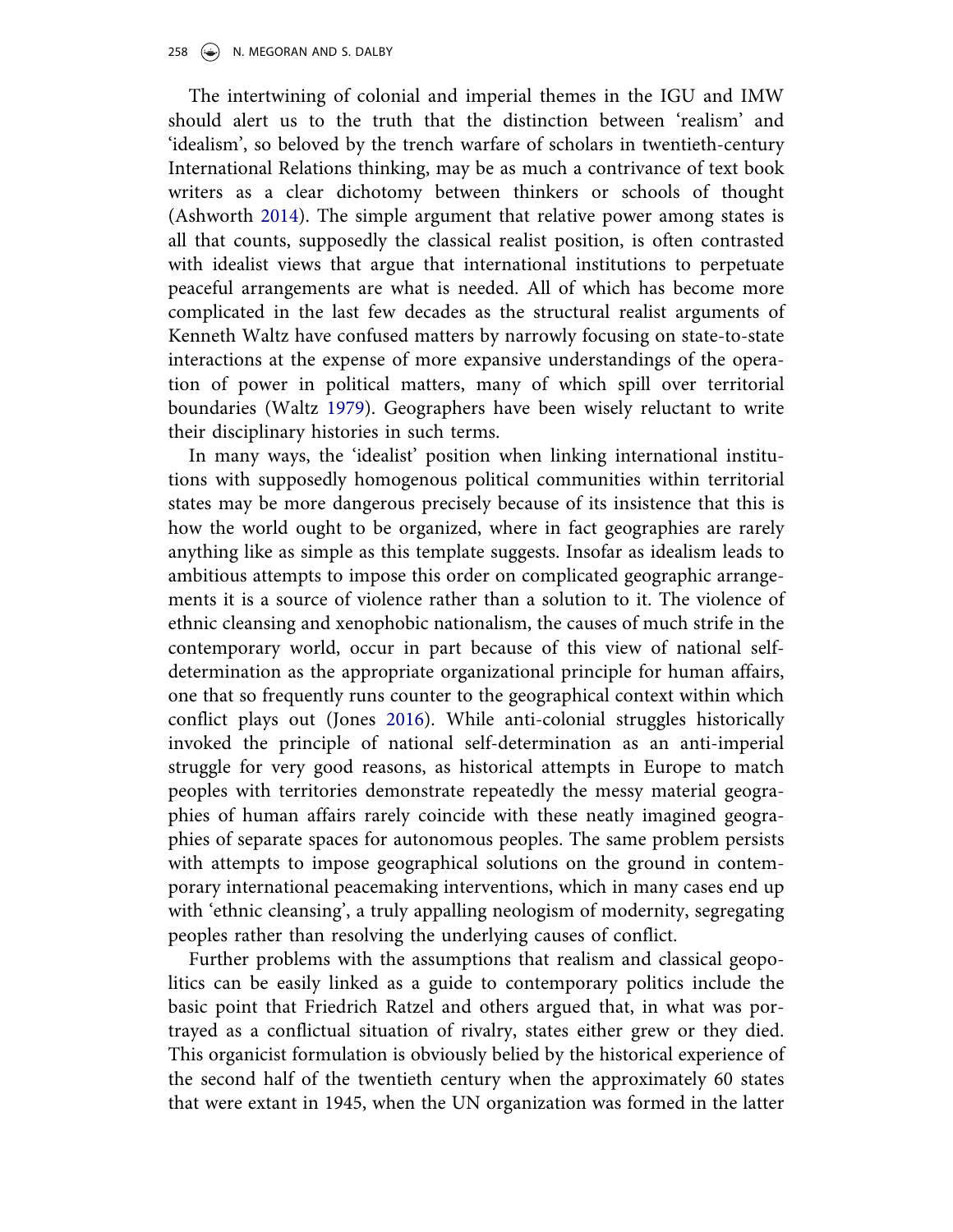The intertwining of colonial and imperial themes in the IGU and IMW should alert us to the truth that the distinction between 'realism' and 'idealism', so beloved by the trench warfare of scholars in twentieth-century International Relations thinking, may be as much a contrivance of text book writers as a clear dichotomy between thinkers or schools of thought (Ashworth 2014). The simple argument that relative power among states is all that counts, supposedly the classical realist position, is often contrasted with idealist views that argue that international institutions to perpetuate peaceful arrangements are what is needed. All of which has become more complicated in the last few decades as the structural realist arguments of Kenneth Waltz have confused matters by narrowly focusing on state-to-state interactions at the expense of more expansive understandings of the operation of power in political matters, many of which spill over territorial boundaries (Waltz 1979). Geographers have been wisely reluctant to write their disciplinary histories in such terms.

In many ways, the 'idealist' position when linking international institutions with supposedly homogenous political communities within territorial states may be more dangerous precisely because of its insistence that this is how the world ought to be organized, where in fact geographies are rarely anything like as simple as this template suggests. Insofar as idealism leads to ambitious attempts to impose this order on complicated geographic arrangements it is a source of violence rather than a solution to it. The violence of ethnic cleansing and xenophobic nationalism, the causes of much strife in the contemporary world, occur in part because of this view of national self-determination as the appropriate organizational principle for human affairs, one that so frequently runs counter to the geographical context within which conflict plays out (Jones 2016). While anti-colonial struggles historically invoked the principle of national self-determination as an anti-imperial struggle for very good reasons, as historical attempts in Europe to match peoples with territories demonstrate repeatedly the messy material geographies of human affairs rarely coincide with these neatly imagined geographies of separate spaces for autonomous peoples. The same problem persists with attempts to impose geographical solutions on the ground in contemporary international peacemaking interventions, which in many cases end up with 'ethnic cleansing', a truly appalling neologism of modernity, segregating peoples rather than resolving the underlying causes of conflict.

Further problems with the assumptions that realism and classical geopolitics can be easily linked as a guide to contemporary politics include the basic point that Friedrich Ratzel and others argued that, in what was portrayed as a conflictual situation of rivalry, states either grew or they died. This organicist formulation is obviously belied by the historical experience of the second half of the twentieth century when the approximately 60 states that were extant in 1945, when the UN organization was formed in the latter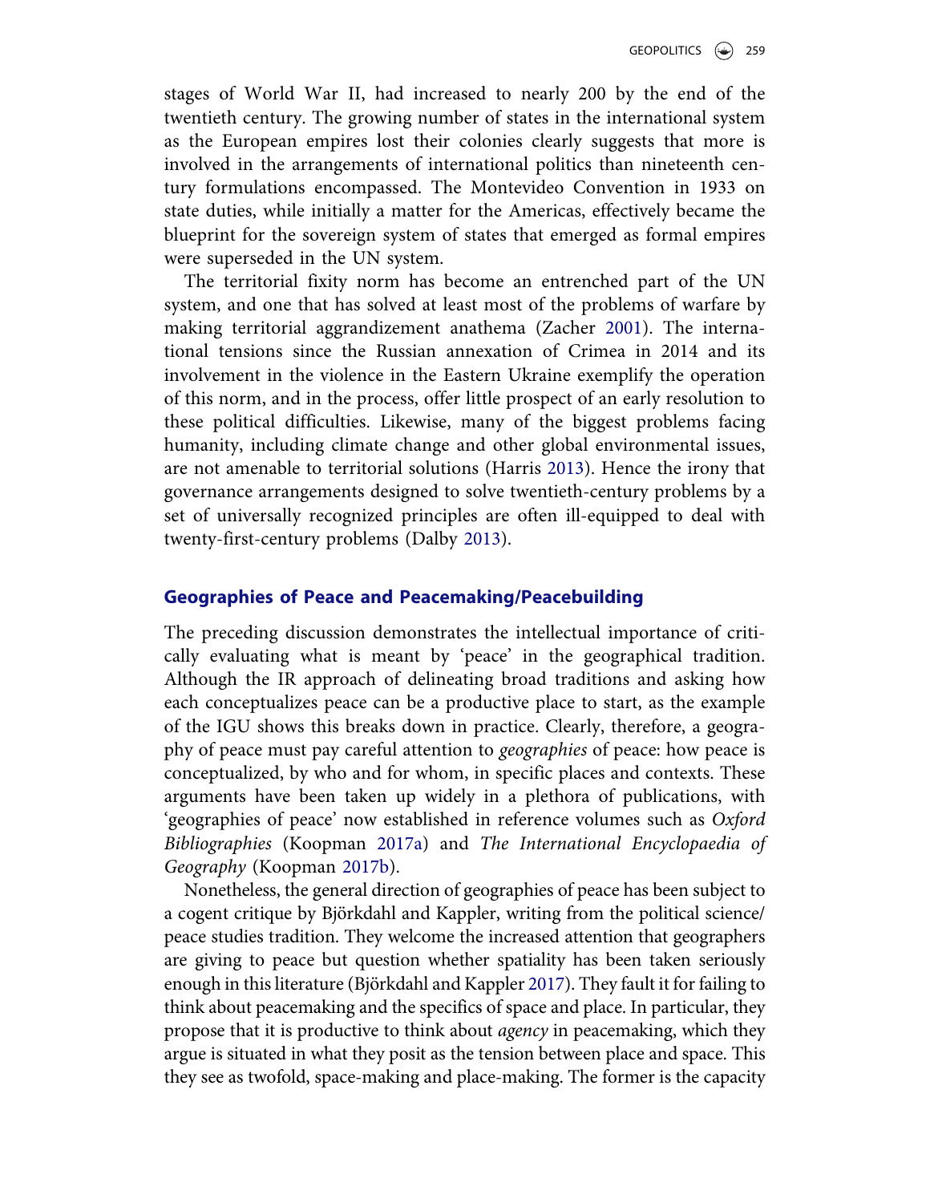stages of World War II, had increased to nearly 200 by the end of the twentieth century. The growing number of states in the international system as the European empires lost their colonies clearly suggests that more is involved in the arrangements of international politics than nineteenth century formulations encompassed. The Montevideo Convention in 1933 on state duties, while initially a matter for the Americas, effectively became the blueprint for the sovereign system of states that emerged as formal empires were superseded in the UN system.

The territorial fixity norm has become an entrenched part of the UN system, and one that has solved at least most of the problems of warfare by making territorial aggrandizement anathema (Zacher 2001). The international tensions since the Russian annexation of Crimea in 2014 and its involvement in the violence in the Eastern Ukraine exemplify the operation of this norm, and in the process, offer little prospect of an early resolution to these political difficulties. Likewise, many of the biggest problems facing humanity, including climate change and other global environmental issues, are not amenable to territorial solutions (Harris 2013). Hence the irony that governance arrangements designed to solve twentieth-century problems by a set of universally recognized principles are often ill-equipped to deal with twenty-first-century problems (Dalby 2013).

## Geographies of Peace and Peacemaking/Peacebuilding

The preceding discussion demonstrates the intellectual importance of critically evaluating what is meant by 'peace' in the geographical tradition. Although the IR approach of delineating broad traditions and asking how each conceptualizes peace can be a productive place to start, as the example of the IGU shows this breaks down in practice. Clearly, therefore, a geography of peace must pay careful attention to *geographies* of peace: how peace is conceptualized, by who and for whom, in specific places and contexts. These arguments have been taken up widely in a plethora of publications, with 'geographies of peace' now established in reference volumes such as *Oxford Bibliographies* (Koopman 2017a) and *The International Encyclopaedia of Geography* (Koopman 2017b).

Nonetheless, the general direction of geographies of peace has been subject to a cogent critique by Björkdahl and Kappler, writing from the political science/peace studies tradition. They welcome the increased attention that geographers are giving to peace but question whether spatiality has been taken seriously enough in this literature (Björkdahl and Kappler 2017). They fault it for failing to think about peacemaking and the specifics of space and place. In particular, they propose that it is productive to think about *agency* in peacemaking, which they argue is situated in what they posit as the tension between place and space. This they see as twofold, space-making and place-making. The former is the capacity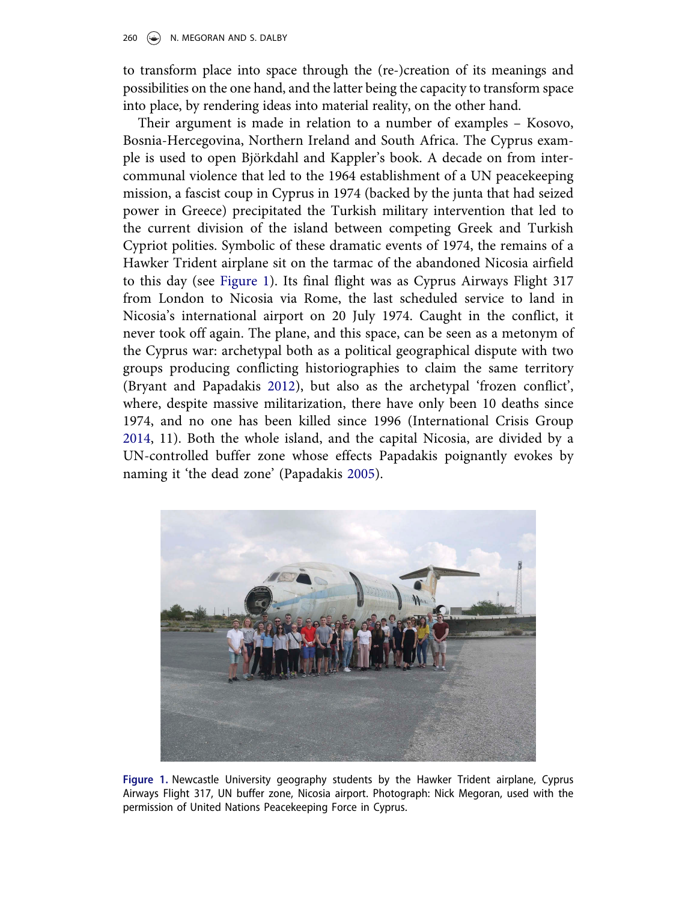to transform place into space through the (re-)creation of its meanings and possibilities on the one hand, and the latter being the capacity to transform space into place, by rendering ideas into material reality, on the other hand.

Their argument is made in relation to a number of examples – Kosovo, Bosnia-Hercegovina, Northern Ireland and South Africa. The Cyprus example is used to open Björkdahl and Kappler's book. A decade on from intercommunal violence that led to the 1964 establishment of a UN peacekeeping mission, a fascist coup in Cyprus in 1974 (backed by the junta that had seized power in Greece) precipitated the Turkish military intervention that led to the current division of the island between competing Greek and Turkish Cypriot polities. Symbolic of these dramatic events of 1974, the remains of a Hawker Trident airplane sit on the tarmac of the abandoned Nicosia airfield to this day (see Figure 1). Its final flight was as Cyprus Airways Flight 317 from London to Nicosia via Rome, the last scheduled service to land in Nicosia's international airport on 20 July 1974. Caught in the conflict, it never took off again. The plane, and this space, can be seen as a metonym of the Cyprus war: archetypal both as a political geographical dispute with two groups producing conflicting historiographies to claim the same territory (Bryant and Papadakis 2012), but also as the archetypal 'frozen conflict', where, despite massive militarization, there have only been 10 deaths since 1974, and no one has been killed since 1996 (International Crisis Group 2014, 11). Both the whole island, and the capital Nicosia, are divided by a UN-controlled buffer zone whose effects Papadakis poignantly evokes by naming it 'the dead zone' (Papadakis 2005).

**Figure 1.** Newcastle University geography students by the Hawker Trident airplane, Cyprus Airways Flight 317, UN buffer zone, Nicosia airport. Photograph: Nick Megoran, used with the permission of United Nations Peacekeeping Force in Cyprus.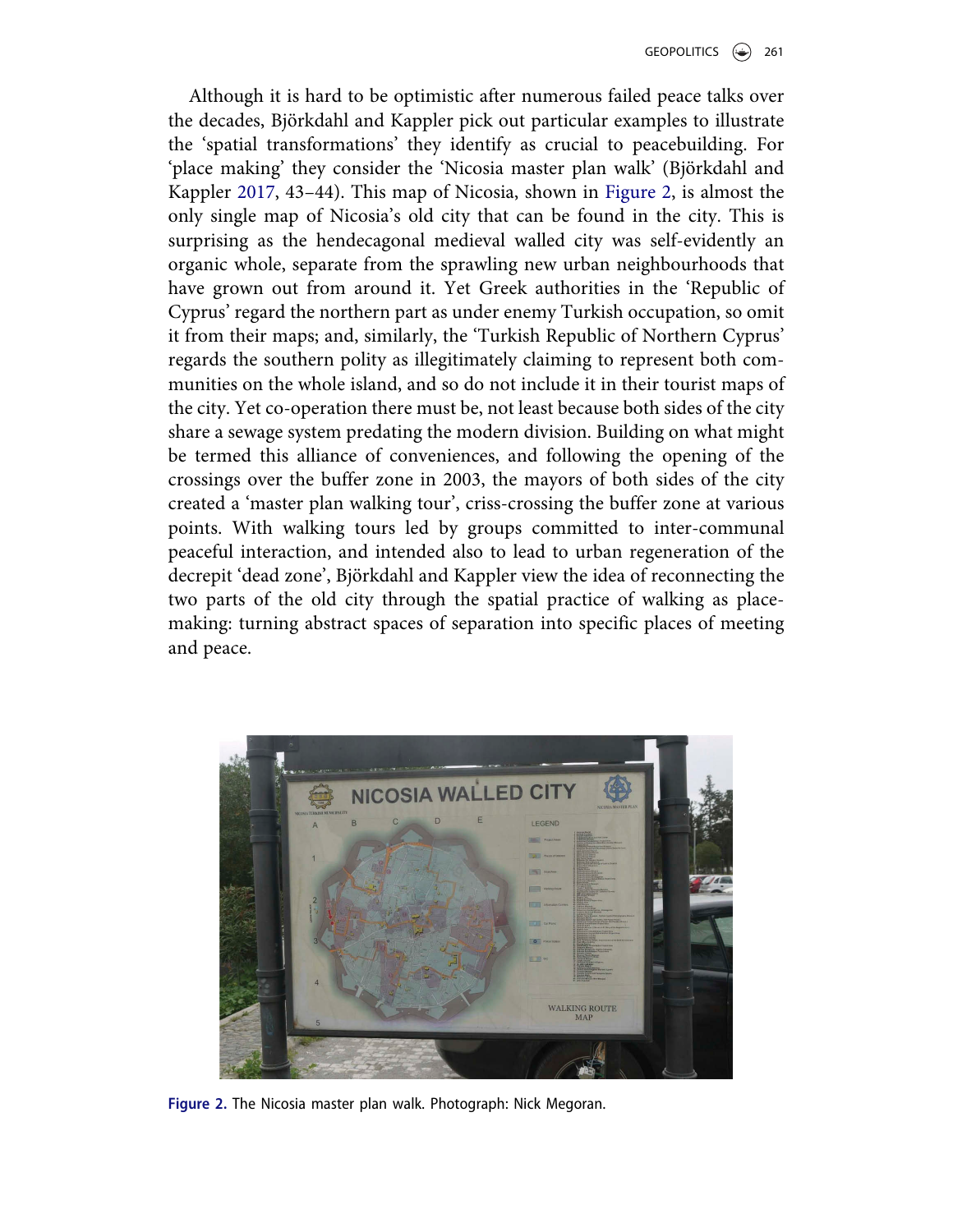Although it is hard to be optimistic after numerous failed peace talks over the decades, Björkdahl and Kappler pick out particular examples to illustrate the 'spatial transformations' they identify as crucial to peacebuilding. For 'place making' they consider the 'Nicosia master plan walk' (Björkdahl and Kappler 2017, 43–44). This map of Nicosia, shown in Figure 2, is almost the only single map of Nicosia's old city that can be found in the city. This is surprising as the hendecagonal medieval walled city was self-evidently an organic whole, separate from the sprawling new urban neighbourhoods that have grown out from around it. Yet Greek authorities in the 'Republic of Cyprus' regard the northern part as under enemy Turkish occupation, so omit it from their maps; and, similarly, the 'Turkish Republic of Northern Cyprus' regards the southern polity as illegitimately claiming to represent both communities on the whole island, and so do not include it in their tourist maps of the city. Yet co-operation there must be, not least because both sides of the city share a sewage system predating the modern division. Building on what might be termed this alliance of conveniences, and following the opening of the crossings over the buffer zone in 2003, the mayors of both sides of the city created a 'master plan walking tour', criss-crossing the buffer zone at various points. With walking tours led by groups committed to inter-communal peaceful interaction, and intended also to lead to urban regeneration of the decrepit 'dead zone', Björkdahl and Kappler view the idea of reconnecting the two parts of the old city through the spatial practice of walking as place-making: turning abstract spaces of separation into specific places of meeting and peace.

**Figure 2.** The Nicosia master plan walk. Photograph: Nick Megoran.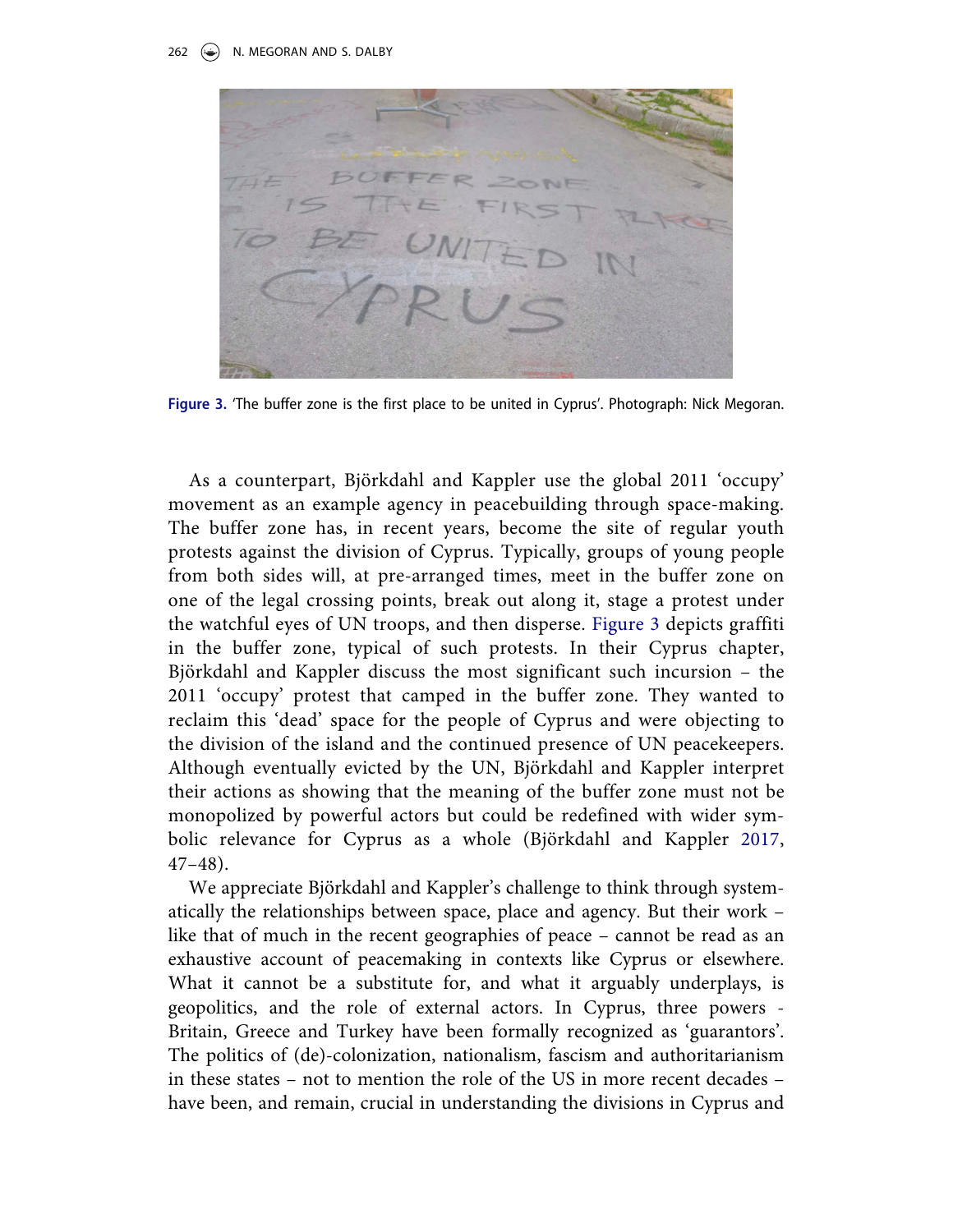Figure 3. 'The buffer zone is the first place to be united in Cyprus'. Photograph: Nick Megoran.

As a counterpart, Björkdahl and Kappler use the global 2011 'occupy' movement as an example agency in peacebuilding through space-making. The buffer zone has, in recent years, become the site of regular youth protests against the division of Cyprus. Typically, groups of young people from both sides will, at pre-arranged times, meet in the buffer zone on one of the legal crossing points, break out along it, stage a protest under the watchful eyes of UN troops, and then disperse. Figure 3 depicts graffiti in the buffer zone, typical of such protests. In their Cyprus chapter, Björkdahl and Kappler discuss the most significant such incursion – the 2011 'occupy' protest that camped in the buffer zone. They wanted to reclaim this 'dead' space for the people of Cyprus and were objecting to the division of the island and the continued presence of UN peacekeepers. Although eventually evicted by the UN, Björkdahl and Kappler interpret their actions as showing that the meaning of the buffer zone must not be monopolized by powerful actors but could be redefined with wider symbolic relevance for Cyprus as a whole (Björkdahl and Kappler 2017, 47–48).

We appreciate Björkdahl and Kappler's challenge to think through systematically the relationships between space, place and agency. But their work – like that of much in the recent geographies of peace – cannot be read as an exhaustive account of peacemaking in contexts like Cyprus or elsewhere. What it cannot be a substitute for, and what it arguably underplays, is geopolitics, and the role of external actors. In Cyprus, three powers - Britain, Greece and Turkey have been formally recognized as 'guarantors'. The politics of (de)-colonization, nationalism, fascism and authoritarianism in these states – not to mention the role of the US in more recent decades – have been, and remain, crucial in understanding the divisions in Cyprus and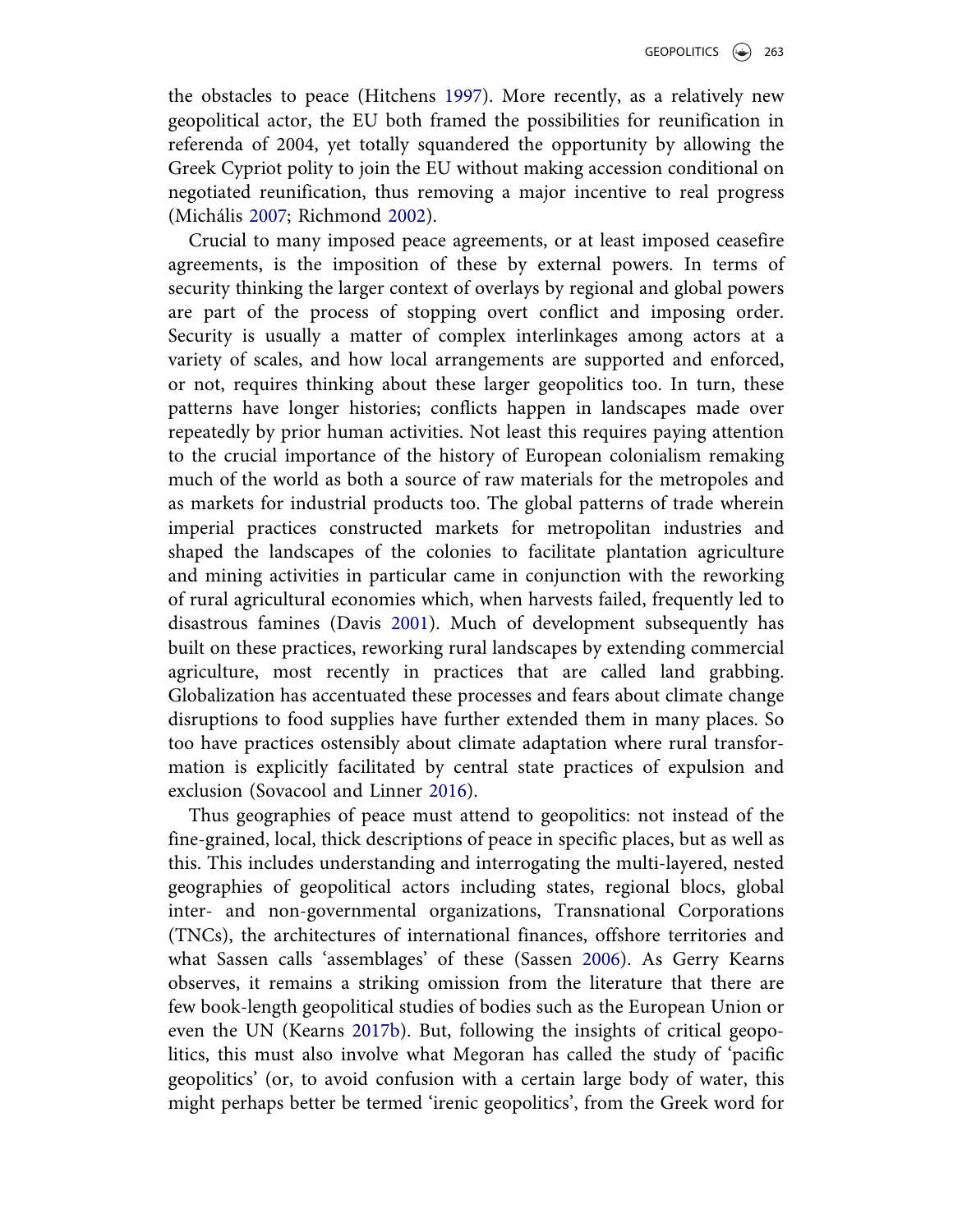the obstacles to peace (Hitchens 1997). More recently, as a relatively new geopolitical actor, the EU both framed the possibilities for reunification in referenda of 2004, yet totally squandered the opportunity by allowing the Greek Cypriot polity to join the EU without making accession conditional on negotiated reunification, thus removing a major incentive to real progress (Michális 2007; Richmond 2002).

Crucial to many imposed peace agreements, or at least imposed ceasefire agreements, is the imposition of these by external powers. In terms of security thinking the larger context of overlays by regional and global powers are part of the process of stopping overt conflict and imposing order. Security is usually a matter of complex interlinkages among actors at a variety of scales, and how local arrangements are supported and enforced, or not, requires thinking about these larger geopolitics too. In turn, these patterns have longer histories; conflicts happen in landscapes made over repeatedly by prior human activities. Not least this requires paying attention to the crucial importance of the history of European colonialism remaking much of the world as both a source of raw materials for the metropoles and as markets for industrial products too. The global patterns of trade wherein imperial practices constructed markets for metropolitan industries and shaped the landscapes of the colonies to facilitate plantation agriculture and mining activities in particular came in conjunction with the reworking of rural agricultural economies which, when harvests failed, frequently led to disastrous famines (Davis 2001). Much of development subsequently has built on these practices, reworking rural landscapes by extending commercial agriculture, most recently in practices that are called land grabbing. Globalization has accentuated these processes and fears about climate change disruptions to food supplies have further extended them in many places. So too have practices ostensibly about climate adaptation where rural transformation is explicitly facilitated by central state practices of expulsion and exclusion (Sovacool and Linner 2016).

Thus geographies of peace must attend to geopolitics: not instead of the fine-grained, local, thick descriptions of peace in specific places, but as well as this. This includes understanding and interrogating the multi-layered, nested geographies of geopolitical actors including states, regional blocs, global inter- and non-governmental organizations, Transnational Corporations (TNCs), the architectures of international finances, offshore territories and what Sassen calls 'assemblages' of these (Sassen 2006). As Gerry Kearns observes, it remains a striking omission from the literature that there are few book-length geopolitical studies of bodies such as the European Union or even the UN (Kearns 2017b). But, following the insights of critical geopolitics, this must also involve what Megoran has called the study of 'pacific geopolitics' (or, to avoid confusion with a certain large body of water, this might perhaps better be termed 'irenic geopolitics', from the Greek word for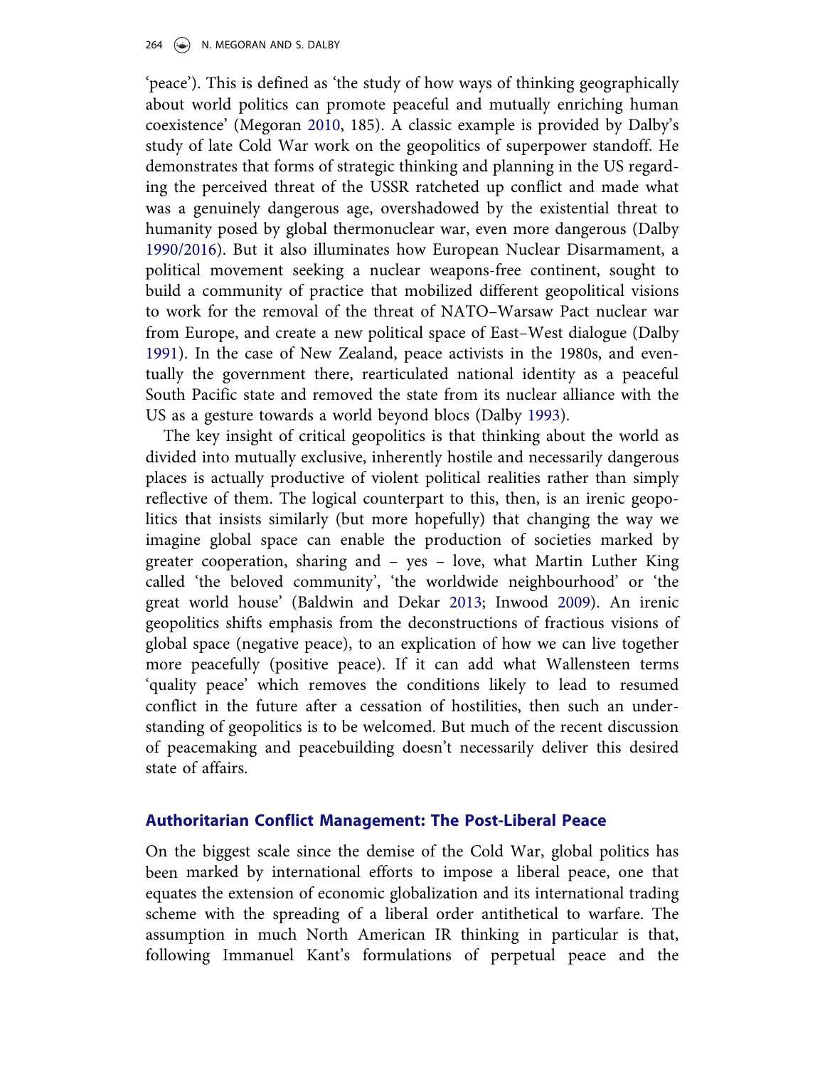'peace'). This is defined as 'the study of how ways of thinking geographically about world politics can promote peaceful and mutually enriching human coexistence' (Megoran 2010, 185). A classic example is provided by Dalby's study of late Cold War work on the geopolitics of superpower standoff. He demonstrates that forms of strategic thinking and planning in the US regarding the perceived threat of the USSR ratcheted up conflict and made what was a genuinely dangerous age, overshadowed by the existential threat to humanity posed by global thermonuclear war, even more dangerous (Dalby 1990/2016). But it also illuminates how European Nuclear Disarmament, a political movement seeking a nuclear weapons-free continent, sought to build a community of practice that mobilized different geopolitical visions to work for the removal of the threat of NATO–Warsaw Pact nuclear war from Europe, and create a new political space of East–West dialogue (Dalby 1991). In the case of New Zealand, peace activists in the 1980s, and eventually the government there, rearticulated national identity as a peaceful South Pacific state and removed the state from its nuclear alliance with the US as a gesture towards a world beyond blocs (Dalby 1993).

The key insight of critical geopolitics is that thinking about the world as divided into mutually exclusive, inherently hostile and necessarily dangerous places is actually productive of violent political realities rather than simply reflective of them. The logical counterpart to this, then, is an irenic geopolitics that insists similarly (but more hopefully) that changing the way we imagine global space can enable the production of societies marked by greater cooperation, sharing and – yes – love, what Martin Luther King called 'the beloved community', 'the worldwide neighbourhood' or 'the great world house' (Baldwin and Dekar 2013; Inwood 2009). An irenic geopolitics shifts emphasis from the deconstructions of fractious visions of global space (negative peace), to an explication of how we can live together more peacefully (positive peace). If it can add what Wallensteen terms 'quality peace' which removes the conditions likely to lead to resumed conflict in the future after a cessation of hostilities, then such an understanding of geopolitics is to be welcomed. But much of the recent discussion of peacemaking and peacebuilding doesn't necessarily deliver this desired state of affairs.

## Authoritarian Conflict Management: The Post-Liberal Peace

On the biggest scale since the demise of the Cold War, global politics has been marked by international efforts to impose a liberal peace, one that equates the extension of economic globalization and its international trading scheme with the spreading of a liberal order antithetical to warfare. The assumption in much North American IR thinking in particular is that, following Immanuel Kant's formulations of perpetual peace and the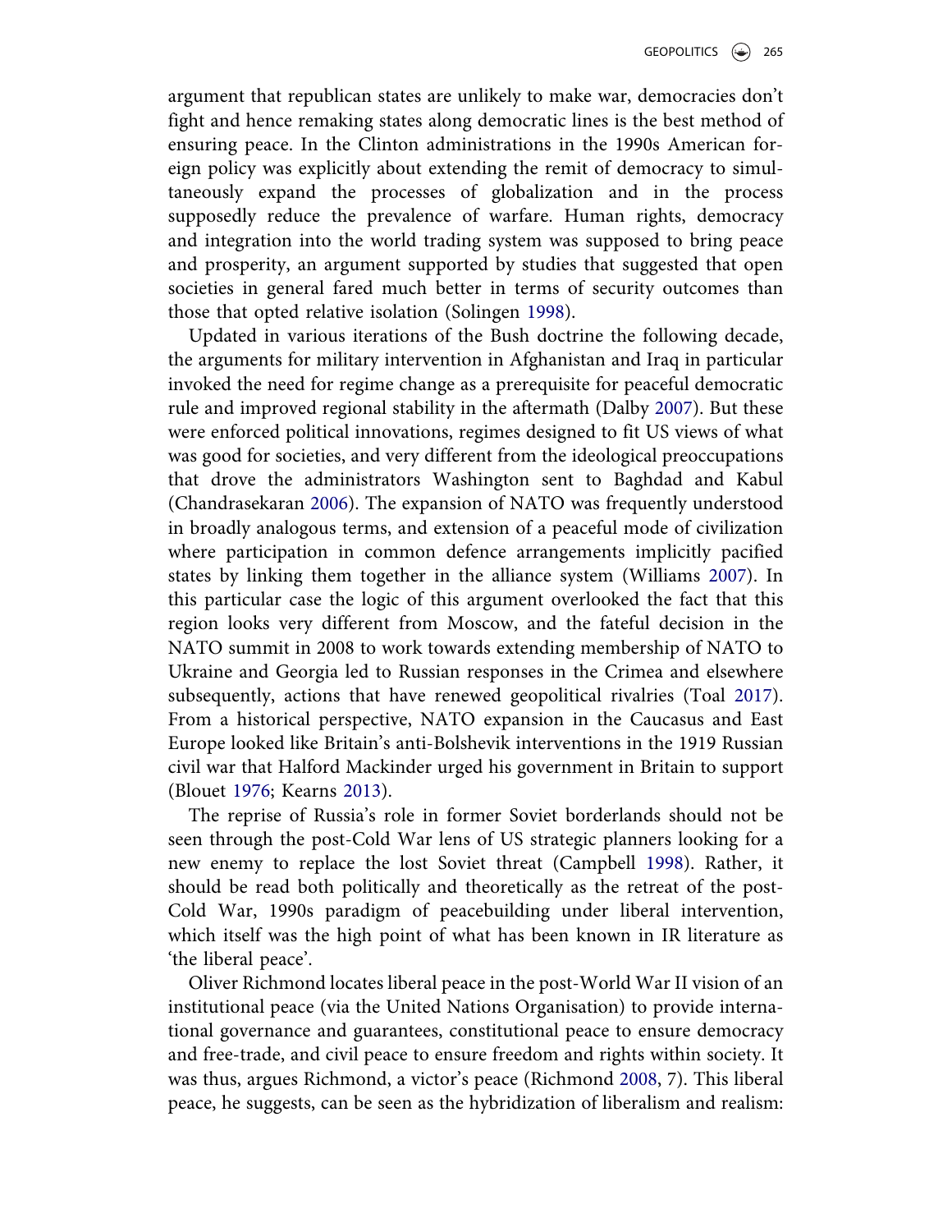argument that republican states are unlikely to make war, democracies don't fight and hence remaking states along democratic lines is the best method of ensuring peace. In the Clinton administrations in the 1990s American foreign policy was explicitly about extending the remit of democracy to simultaneously expand the processes of globalization and in the process supposedly reduce the prevalence of warfare. Human rights, democracy and integration into the world trading system was supposed to bring peace and prosperity, an argument supported by studies that suggested that open societies in general fared much better in terms of security outcomes than those that opted relative isolation (Solingen 1998).

Updated in various iterations of the Bush doctrine the following decade, the arguments for military intervention in Afghanistan and Iraq in particular invoked the need for regime change as a prerequisite for peaceful democratic rule and improved regional stability in the aftermath (Dalby 2007). But these were enforced political innovations, regimes designed to fit US views of what was good for societies, and very different from the ideological preoccupations that drove the administrators Washington sent to Baghdad and Kabul (Chandrasekaran 2006). The expansion of NATO was frequently understood in broadly analogous terms, and extension of a peaceful mode of civilization where participation in common defence arrangements implicitly pacified states by linking them together in the alliance system (Williams 2007). In this particular case the logic of this argument overlooked the fact that this region looks very different from Moscow, and the fateful decision in the NATO summit in 2008 to work towards extending membership of NATO to Ukraine and Georgia led to Russian responses in the Crimea and elsewhere subsequently, actions that have renewed geopolitical rivalries (Toal 2017). From a historical perspective, NATO expansion in the Caucasus and East Europe looked like Britain's anti-Bolshevik interventions in the 1919 Russian civil war that Halford Mackinder urged his government in Britain to support (Blouet 1976; Kearns 2013).

The reprise of Russia's role in former Soviet borderlands should not be seen through the post-Cold War lens of US strategic planners looking for a new enemy to replace the lost Soviet threat (Campbell 1998). Rather, it should be read both politically and theoretically as the retreat of the post-Cold War, 1990s paradigm of peacebuilding under liberal intervention, which itself was the high point of what has been known in IR literature as 'the liberal peace'.

Oliver Richmond locates liberal peace in the post-World War II vision of an institutional peace (via the United Nations Organisation) to provide international governance and guarantees, constitutional peace to ensure democracy and free-trade, and civil peace to ensure freedom and rights within society. It was thus, argues Richmond, a victor's peace (Richmond 2008, 7). This liberal peace, he suggests, can be seen as the hybridization of liberalism and realism: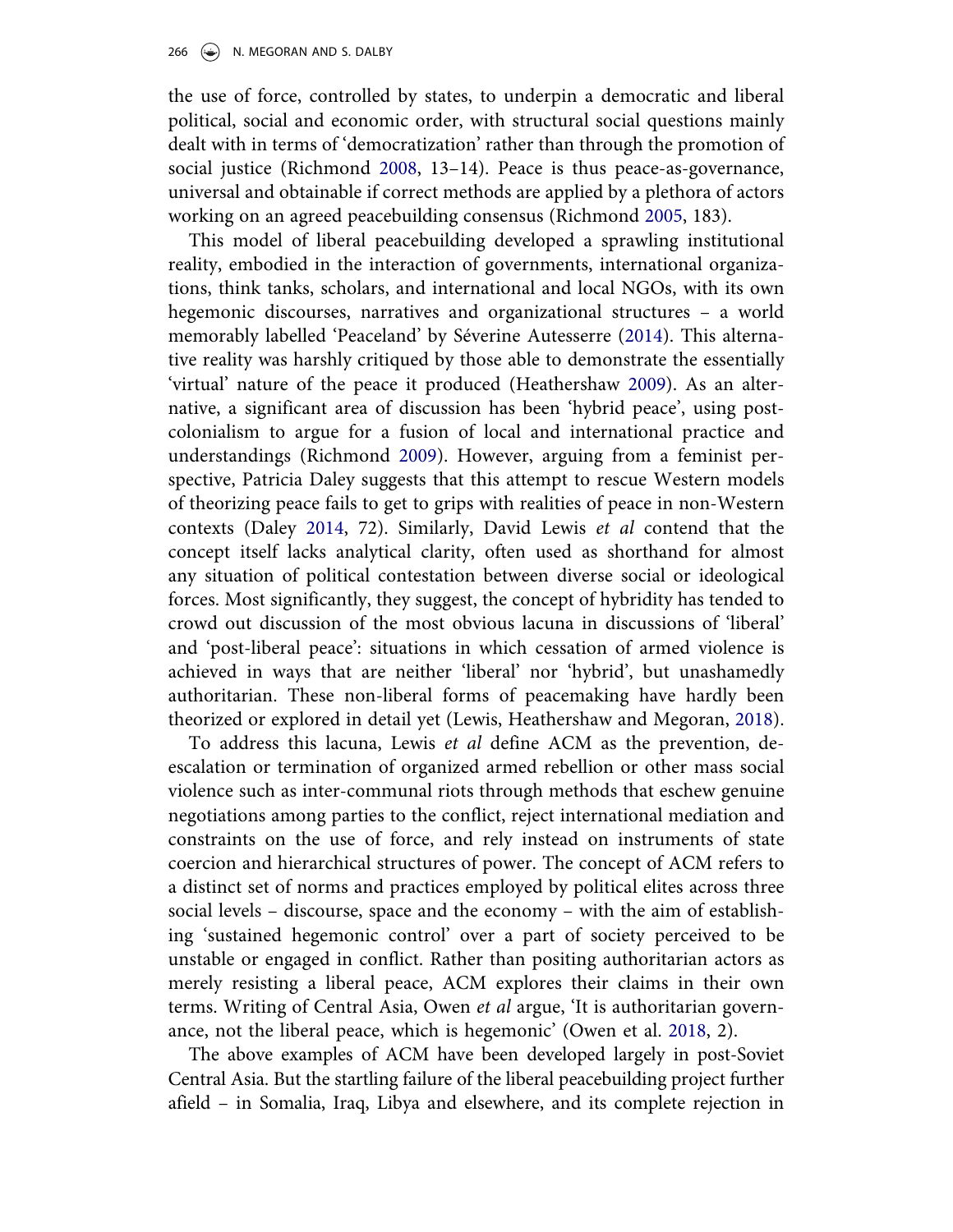the use of force, controlled by states, to underpin a democratic and liberal political, social and economic order, with structural social questions mainly dealt with in terms of 'democratization' rather than through the promotion of social justice (Richmond 2008, 13–14). Peace is thus peace-as-governance, universal and obtainable if correct methods are applied by a plethora of actors working on an agreed peacebuilding consensus (Richmond 2005, 183).

This model of liberal peacebuilding developed a sprawling institutional reality, embodied in the interaction of governments, international organizations, think tanks, scholars, and international and local NGOs, with its own hegemonic discourses, narratives and organizational structures – a world memorably labelled 'Peaceland' by Séverine Autesserre (2014). This alternative reality was harshly critiqued by those able to demonstrate the essentially 'virtual' nature of the peace it produced (Heathershaw 2009). As an alternative, a significant area of discussion has been 'hybrid peace', using post-colonialism to argue for a fusion of local and international practice and understandings (Richmond 2009). However, arguing from a feminist perspective, Patricia Daley suggests that this attempt to rescue Western models of theorizing peace fails to get to grips with realities of peace in non-Western contexts (Daley 2014, 72). Similarly, David Lewis *et al* contend that the concept itself lacks analytical clarity, often used as shorthand for almost any situation of political contestation between diverse social or ideological forces. Most significantly, they suggest, the concept of hybridity has tended to crowd out discussion of the most obvious lacuna in discussions of 'liberal' and 'post-liberal peace': situations in which cessation of armed violence is achieved in ways that are neither 'liberal' nor 'hybrid', but unashamedly authoritarian. These non-liberal forms of peacemaking have hardly been theorized or explored in detail yet (Lewis, Heathershaw and Megoran, 2018).

To address this lacuna, Lewis *et al* define ACM as the prevention, de-escalation or termination of organized armed rebellion or other mass social violence such as inter-communal riots through methods that eschew genuine negotiations among parties to the conflict, reject international mediation and constraints on the use of force, and rely instead on instruments of state coercion and hierarchical structures of power. The concept of ACM refers to a distinct set of norms and practices employed by political elites across three social levels – discourse, space and the economy – with the aim of establishing 'sustained hegemonic control' over a part of society perceived to be unstable or engaged in conflict. Rather than positing authoritarian actors as merely resisting a liberal peace, ACM explores their claims in their own terms. Writing of Central Asia, Owen *et al* argue, 'It is authoritarian governance, not the liberal peace, which is hegemonic' (Owen et al. 2018, 2).

The above examples of ACM have been developed largely in post-Soviet Central Asia. But the startling failure of the liberal peacebuilding project further afield – in Somalia, Iraq, Libya and elsewhere, and its complete rejection in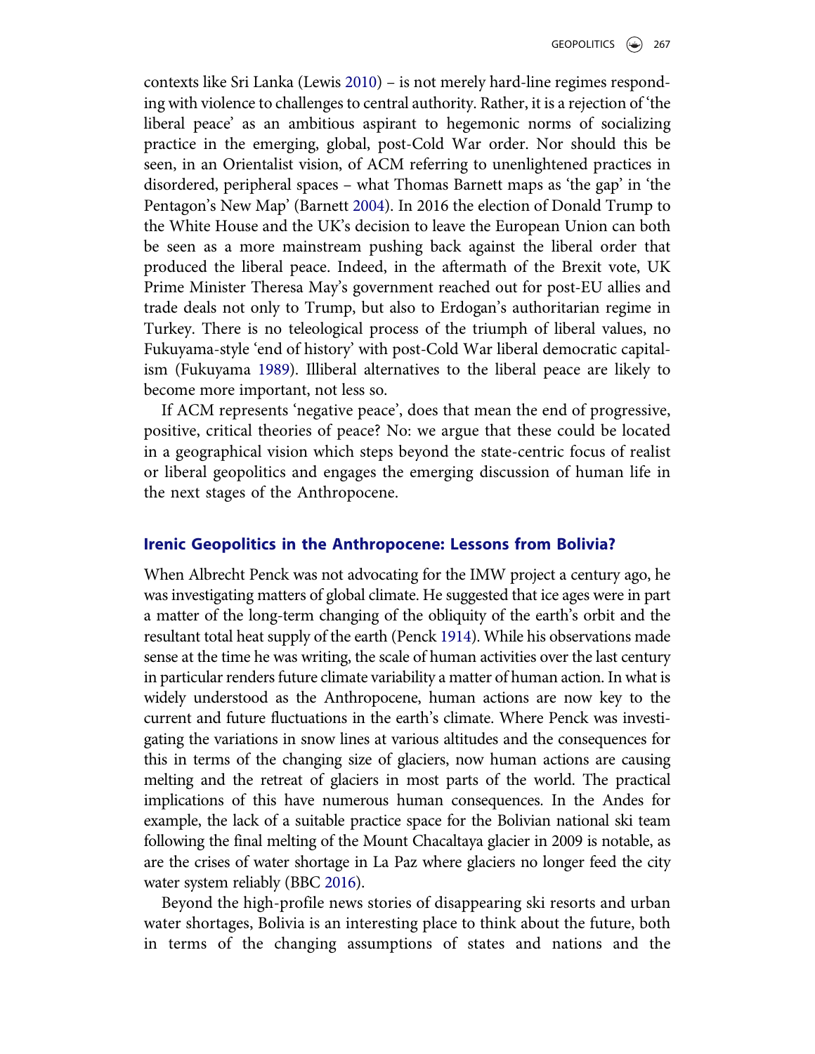contexts like Sri Lanka (Lewis 2010) – is not merely hard-line regimes responding with violence to challenges to central authority. Rather, it is a rejection of 'the liberal peace' as an ambitious aspirant to hegemonic norms of socializing practice in the emerging, global, post-Cold War order. Nor should this be seen, in an Orientalist vision, of ACM referring to unenlightened practices in disordered, peripheral spaces – what Thomas Barnett maps as 'the gap' in 'the Pentagon's New Map' (Barnett 2004). In 2016 the election of Donald Trump to the White House and the UK's decision to leave the European Union can both be seen as a more mainstream pushing back against the liberal order that produced the liberal peace. Indeed, in the aftermath of the Brexit vote, UK Prime Minister Theresa May's government reached out for post-EU allies and trade deals not only to Trump, but also to Erdogan's authoritarian regime in Turkey. There is no teleological process of the triumph of liberal values, no Fukuyama-style 'end of history' with post-Cold War liberal democratic capitalism (Fukuyama 1989). Illiberal alternatives to the liberal peace are likely to become more important, not less so.

If ACM represents 'negative peace', does that mean the end of progressive, positive, critical theories of peace? No: we argue that these could be located in a geographical vision which steps beyond the state-centric focus of realist or liberal geopolitics and engages the emerging discussion of human life in the next stages of the Anthropocene.

## Irenic Geopolitics in the Anthropocene: Lessons from Bolivia?

When Albrecht Penck was not advocating for the IMW project a century ago, he was investigating matters of global climate. He suggested that ice ages were in part a matter of the long-term changing of the obliquity of the earth's orbit and the resultant total heat supply of the earth (Penck 1914). While his observations made sense at the time he was writing, the scale of human activities over the last century in particular renders future climate variability a matter of human action. In what is widely understood as the Anthropocene, human actions are now key to the current and future fluctuations in the earth's climate. Where Penck was investigating the variations in snow lines at various altitudes and the consequences for this in terms of the changing size of glaciers, now human actions are causing melting and the retreat of glaciers in most parts of the world. The practical implications of this have numerous human consequences. In the Andes for example, the lack of a suitable practice space for the Bolivian national ski team following the final melting of the Mount Chacaltaya glacier in 2009 is notable, as are the crises of water shortage in La Paz where glaciers no longer feed the city water system reliably (BBC 2016).

Beyond the high-profile news stories of disappearing ski resorts and urban water shortages, Bolivia is an interesting place to think about the future, both in terms of the changing assumptions of states and nations and the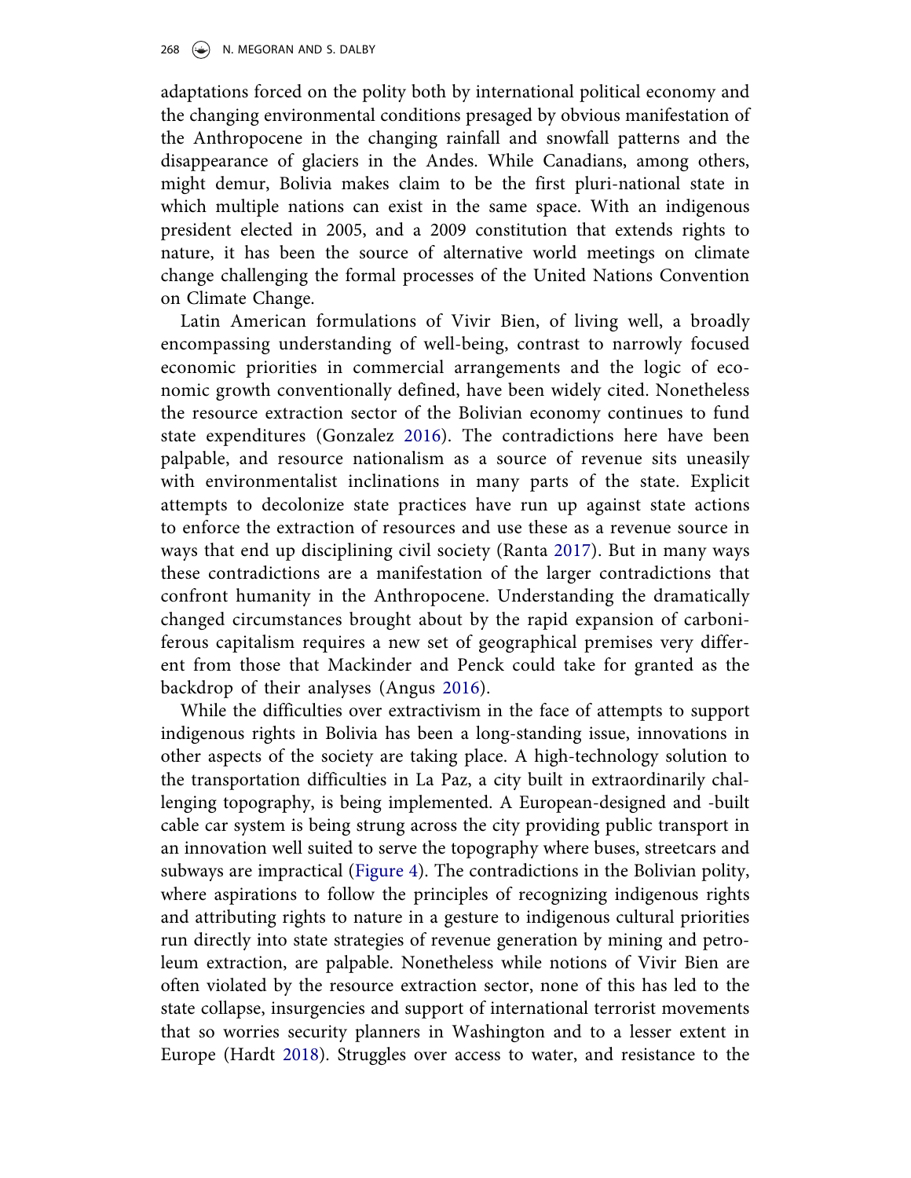adaptations forced on the polity both by international political economy and the changing environmental conditions presaged by obvious manifestation of the Anthropocene in the changing rainfall and snowfall patterns and the disappearance of glaciers in the Andes. While Canadians, among others, might demur, Bolivia makes claim to be the first pluri-national state in which multiple nations can exist in the same space. With an indigenous president elected in 2005, and a 2009 constitution that extends rights to nature, it has been the source of alternative world meetings on climate change challenging the formal processes of the United Nations Convention on Climate Change.

Latin American formulations of Vivir Bien, of living well, a broadly encompassing understanding of well-being, contrast to narrowly focused economic priorities in commercial arrangements and the logic of economic growth conventionally defined, have been widely cited. Nonetheless the resource extraction sector of the Bolivian economy continues to fund state expenditures (Gonzalez 2016). The contradictions here have been palpable, and resource nationalism as a source of revenue sits uneasily with environmentalist inclinations in many parts of the state. Explicit attempts to decolonize state practices have run up against state actions to enforce the extraction of resources and use these as a revenue source in ways that end up disciplining civil society (Ranta 2017). But in many ways these contradictions are a manifestation of the larger contradictions that confront humanity in the Anthropocene. Understanding the dramatically changed circumstances brought about by the rapid expansion of carboniferous capitalism requires a new set of geographical premises very different from those that Mackinder and Penck could take for granted as the backdrop of their analyses (Angus 2016).

While the difficulties over extractivism in the face of attempts to support indigenous rights in Bolivia has been a long-standing issue, innovations in other aspects of the society are taking place. A high-technology solution to the transportation difficulties in La Paz, a city built in extraordinarily challenging topography, is being implemented. A European-designed and -built cable car system is being strung across the city providing public transport in an innovation well suited to serve the topography where buses, streetcars and subways are impractical (Figure 4). The contradictions in the Bolivian polity, where aspirations to follow the principles of recognizing indigenous rights and attributing rights to nature in a gesture to indigenous cultural priorities run directly into state strategies of revenue generation by mining and petroleum extraction, are palpable. Nonetheless while notions of Vivir Bien are often violated by the resource extraction sector, none of this has led to the state collapse, insurgencies and support of international terrorist movements that so worries security planners in Washington and to a lesser extent in Europe (Hardt 2018). Struggles over access to water, and resistance to the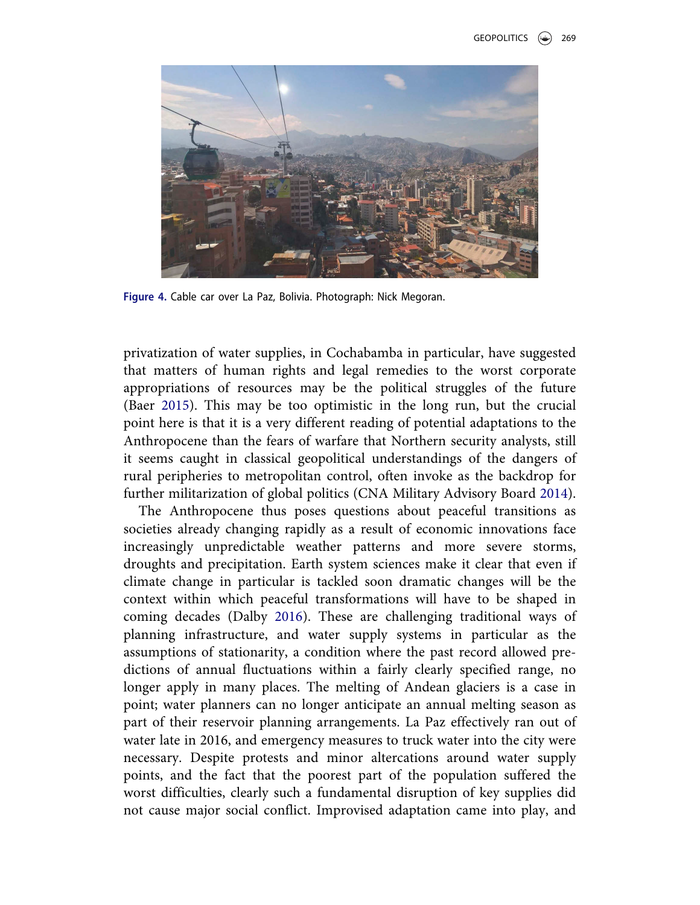Figure 4. Cable car over La Paz, Bolivia. Photograph: Nick Megoran.

privatization of water supplies, in Cochabamba in particular, have suggested that matters of human rights and legal remedies to the worst corporate appropriations of resources may be the political struggles of the future (Baer 2015). This may be too optimistic in the long run, but the crucial point here is that it is a very different reading of potential adaptations to the Anthropocene than the fears of warfare that Northern security analysts, still it seems caught in classical geopolitical understandings of the dangers of rural peripheries to metropolitan control, often invoke as the backdrop for further militarization of global politics (CNA Military Advisory Board 2014).

The Anthropocene thus poses questions about peaceful transitions as societies already changing rapidly as a result of economic innovations face increasingly unpredictable weather patterns and more severe storms, droughts and precipitation. Earth system sciences make it clear that even if climate change in particular is tackled soon dramatic changes will be the context within which peaceful transformations will have to be shaped in coming decades (Dalby 2016). These are challenging traditional ways of planning infrastructure, and water supply systems in particular as the assumptions of stationarity, a condition where the past record allowed predictions of annual fluctuations within a fairly clearly specified range, no longer apply in many places. The melting of Andean glaciers is a case in point; water planners can no longer anticipate an annual melting season as part of their reservoir planning arrangements. La Paz effectively ran out of water late in 2016, and emergency measures to truck water into the city were necessary. Despite protests and minor altercations around water supply points, and the fact that the poorest part of the population suffered the worst difficulties, clearly such a fundamental disruption of key supplies did not cause major social conflict. Improvised adaptation came into play, and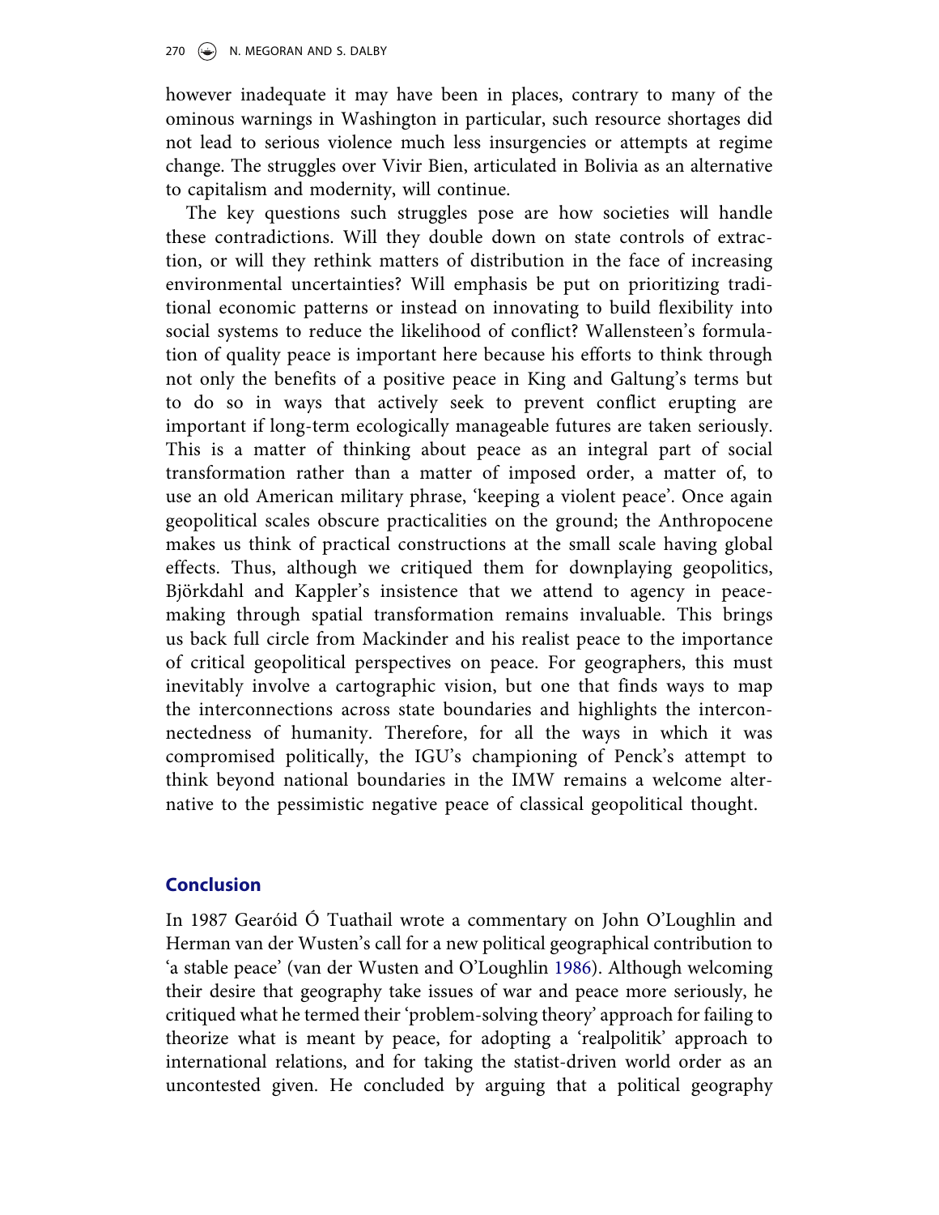however inadequate it may have been in places, contrary to many of the ominous warnings in Washington in particular, such resource shortages did not lead to serious violence much less insurgencies or attempts at regime change. The struggles over Vivir Bien, articulated in Bolivia as an alternative to capitalism and modernity, will continue.

The key questions such struggles pose are how societies will handle these contradictions. Will they double down on state controls of extraction, or will they rethink matters of distribution in the face of increasing environmental uncertainties? Will emphasis be put on prioritizing traditional economic patterns or instead on innovating to build flexibility into social systems to reduce the likelihood of conflict? Wallensteen's formulation of quality peace is important here because his efforts to think through not only the benefits of a positive peace in King and Galtung's terms but to do so in ways that actively seek to prevent conflict erupting are important if long-term ecologically manageable futures are taken seriously. This is a matter of thinking about peace as an integral part of social transformation rather than a matter of imposed order, a matter of, to use an old American military phrase, 'keeping a violent peace'. Once again geopolitical scales obscure practicalities on the ground; the Anthropocene makes us think of practical constructions at the small scale having global effects. Thus, although we critiqued them for downplaying geopolitics, Björkdahl and Kappler's insistence that we attend to agency in peacemaking through spatial transformation remains invaluable. This brings us back full circle from Mackinder and his realist peace to the importance of critical geopolitical perspectives on peace. For geographers, this must inevitably involve a cartographic vision, but one that finds ways to map the interconnections across state boundaries and highlights the interconnectedness of humanity. Therefore, for all the ways in which it was compromised politically, the IGU's championing of Penck's attempt to think beyond national boundaries in the IMW remains a welcome alternative to the pessimistic negative peace of classical geopolitical thought.

## Conclusion

In 1987 Gearóid Ó Tuathail wrote a commentary on John O'Loughlin and Herman van der Wusten's call for a new political geographical contribution to 'a stable peace' (van der Wusten and O'Loughlin 1986). Although welcoming their desire that geography take issues of war and peace more seriously, he critiqued what he termed their 'problem-solving theory' approach for failing to theorize what is meant by peace, for adopting a 'realpolitik' approach to international relations, and for taking the statist-driven world order as an uncontested given. He concluded by arguing that a political geography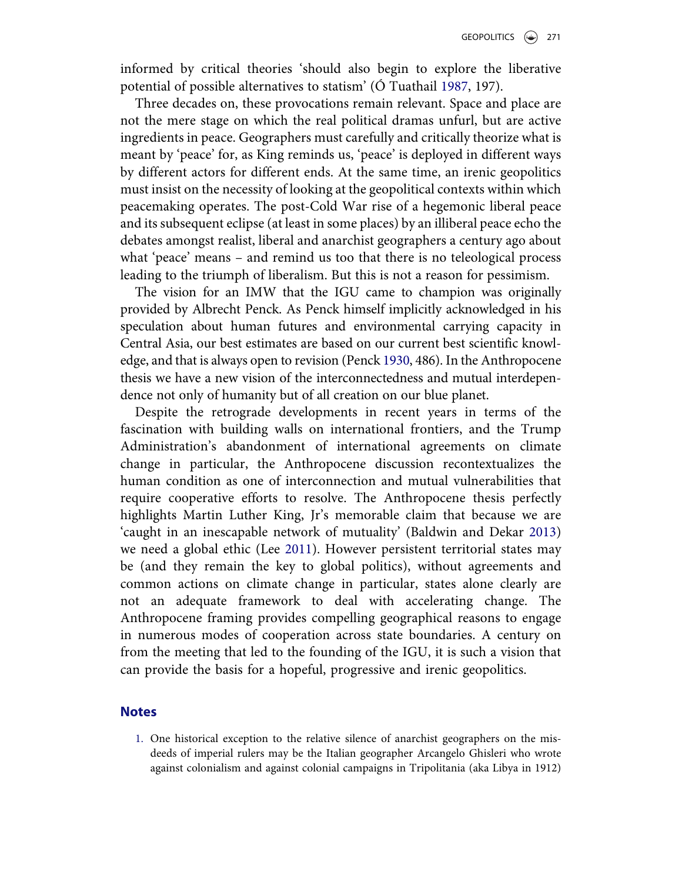informed by critical theories 'should also begin to explore the liberative potential of possible alternatives to statism' (Ó Tuathail 1987, 197).

Three decades on, these provocations remain relevant. Space and place are not the mere stage on which the real political dramas unfurl, but are active ingredients in peace. Geographers must carefully and critically theorize what is meant by 'peace' for, as King reminds us, 'peace' is deployed in different ways by different actors for different ends. At the same time, an irenic geopolitics must insist on the necessity of looking at the geopolitical contexts within which peacemaking operates. The post-Cold War rise of a hegemonic liberal peace and its subsequent eclipse (at least in some places) by an illiberal peace echo the debates amongst realist, liberal and anarchist geographers a century ago about what 'peace' means – and remind us too that there is no teleological process leading to the triumph of liberalism. But this is not a reason for pessimism.

The vision for an IMW that the IGU came to champion was originally provided by Albrecht Penck. As Penck himself implicitly acknowledged in his speculation about human futures and environmental carrying capacity in Central Asia, our best estimates are based on our current best scientific knowledge, and that is always open to revision (Penck 1930, 486). In the Anthropocene thesis we have a new vision of the interconnectedness and mutual interdependence not only of humanity but of all creation on our blue planet.

Despite the retrograde developments in recent years in terms of the fascination with building walls on international frontiers, and the Trump Administration's abandonment of international agreements on climate change in particular, the Anthropocene discussion recontextualizes the human condition as one of interconnection and mutual vulnerabilities that require cooperative efforts to resolve. The Anthropocene thesis perfectly highlights Martin Luther King, Jr's memorable claim that because we are 'caught in an inescapable network of mutuality' (Baldwin and Dekar 2013) we need a global ethic (Lee 2011). However persistent territorial states may be (and they remain the key to global politics), without agreements and common actions on climate change in particular, states alone clearly are not an adequate framework to deal with accelerating change. The Anthropocene framing provides compelling geographical reasons to engage in numerous modes of cooperation across state boundaries. A century on from the meeting that led to the founding of the IGU, it is such a vision that can provide the basis for a hopeful, progressive and irenic geopolitics.

## Notes

1. One historical exception to the relative silence of anarchist geographers on the misdeeds of imperial rulers may be the Italian geographer Arcangelo Ghisleri who wrote against colonialism and against colonial campaigns in Tripolitania (aka Libya in 1912)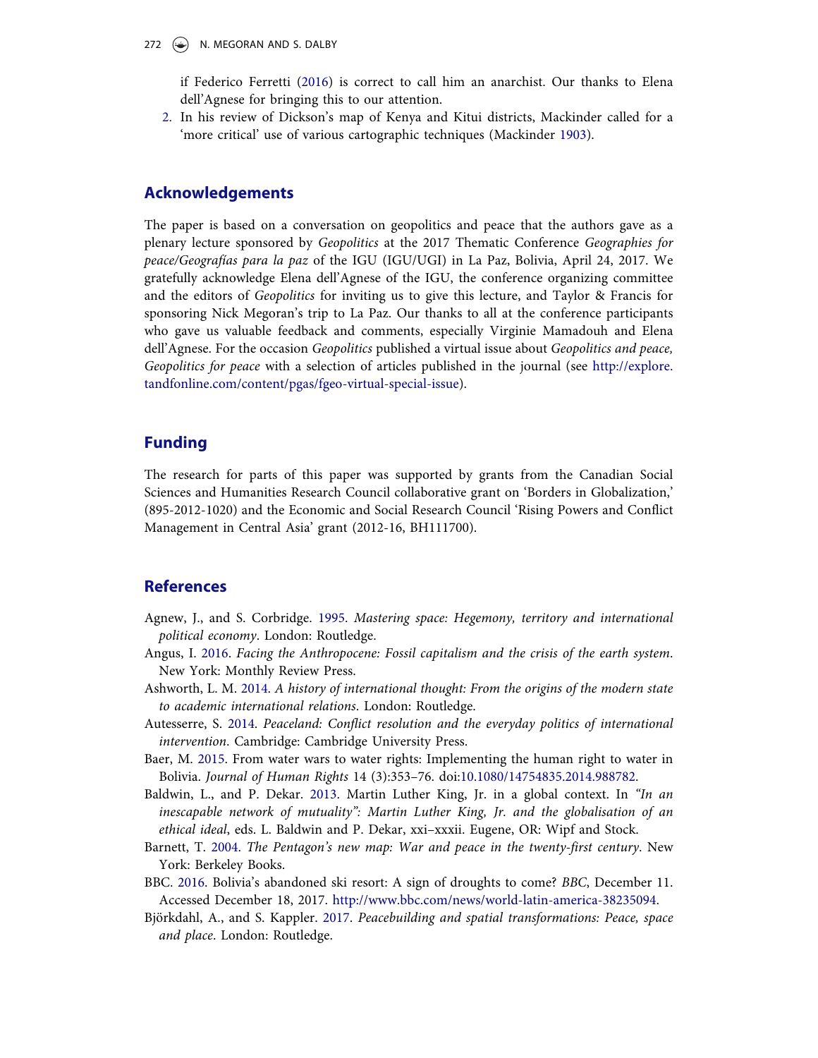if Federico Ferretti (2016) is correct to call him an anarchist. Our thanks to Elena dell'Agnese for bringing this to our attention.

2. In his review of Dickson's map of Kenya and Kitui districts, Mackinder called for a 'more critical' use of various cartographic techniques (Mackinder 1903).

## Acknowledgements

The paper is based on a conversation on geopolitics and peace that the authors gave as a plenary lecture sponsored by *Geopolitics* at the 2017 Thematic Conference *Geographies for peace/Geografías para la paz* of the IGU (IGU/UGI) in La Paz, Bolivia, April 24, 2017. We gratefully acknowledge Elena dell'Agnese of the IGU, the conference organizing committee and the editors of *Geopolitics* for inviting us to give this lecture, and Taylor & Francis for sponsoring Nick Megoran's trip to La Paz. Our thanks to all at the conference participants who gave us valuable feedback and comments, especially Virginie Mamadouh and Elena dell'Agnese. For the occasion *Geopolitics* published a virtual issue about *Geopolitics and peace, Geopolitics for peace* with a selection of articles published in the journal (see http://explore.tandfonline.com/content/pgas/fgeo-virtual-special-issue).

## Funding

The research for parts of this paper was supported by grants from the Canadian Social Sciences and Humanities Research Council collaborative grant on 'Borders in Globalization,' (895-2012-1020) and the Economic and Social Research Council 'Rising Powers and Conflict Management in Central Asia' grant (2012-16, BH111700).

## References

Agnew, J., and S. Corbridge. 1995. *Mastering space: Hegemony, territory and international political economy*. London: Routledge.

Angus, I. 2016. *Facing the Anthropocene: Fossil capitalism and the crisis of the earth system*. New York: Monthly Review Press.

Ashworth, L. M. 2014. *A history of international thought: From the origins of the modern state to academic international relations*. London: Routledge.

Autesserre, S. 2014. *Peaceland: Conflict resolution and the everyday politics of international intervention*. Cambridge: Cambridge University Press.

Baer, M. 2015. From water wars to water rights: Implementing the human right to water in Bolivia. *Journal of Human Rights* 14 (3):353–76. doi:10.1080/14754835.2014.988782.

Baldwin, L., and P. Dekar. 2013. Martin Luther King, Jr. in a global context. In *"In an inescapable network of mutuality": Martin Luther King, Jr. and the globalisation of an ethical ideal*, eds. L. Baldwin and P. Dekar, xxi–xxxii. Eugene, OR: Wipf and Stock.

Barnett, T. 2004. *The Pentagon's new map: War and peace in the twenty-first century*. New York: Berkeley Books.

BBC. 2016. Bolivia's abandoned ski resort: A sign of droughts to come? *BBC*, December 11. Accessed December 18, 2017. http://www.bbc.com/news/world-latin-america-38235094.

Björkdahl, A., and S. Kappler. 2017. *Peacebuilding and spatial transformations: Peace, space and place*. London: Routledge.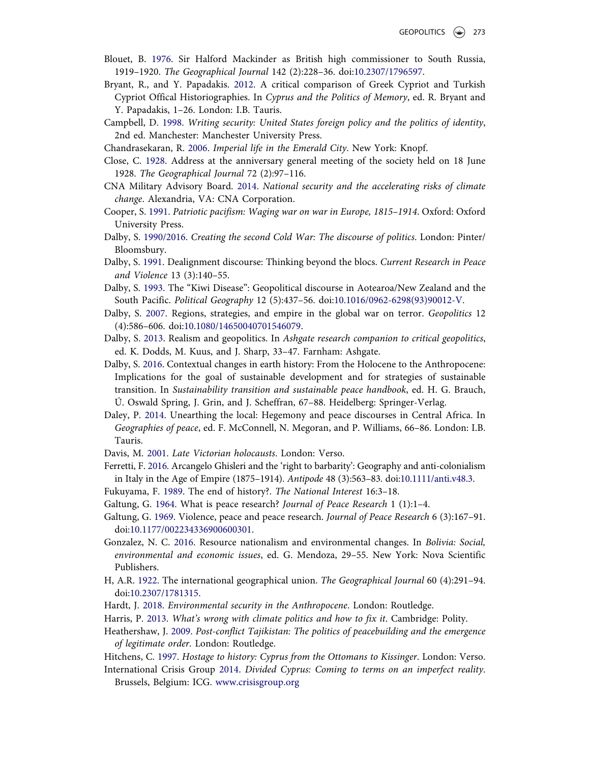Blouet, B. 1976. Sir Halford Mackinder as British high commissioner to South Russia, 1919–1920. *The Geographical Journal* 142 (2):228–36. doi:10.2307/1796597.

Bryant, R., and Y. Papadakis. 2012. A critical comparison of Greek Cypriot and Turkish Cypriot Offical Historiographies. In *Cyprus and the Politics of Memory*, ed. R. Bryant and Y. Papadakis, 1–26. London: I.B. Tauris.

Campbell, D. 1998. *Writing security: United States foreign policy and the politics of identity*, 2nd ed. Manchester: Manchester University Press.

Chandrasekaran, R. 2006. *Imperial life in the Emerald City*. New York: Knopf.

Close, C. 1928. Address at the anniversary general meeting of the society held on 18 June 1928. *The Geographical Journal* 72 (2):97–116.

CNA Military Advisory Board. 2014. *National security and the accelerating risks of climate change*. Alexandria, VA: CNA Corporation.

Cooper, S. 1991. *Patriotic pacifism: Waging war on war in Europe, 1815–1914*. Oxford: Oxford University Press.

Dalby, S. 1990/2016. *Creating the second Cold War: The discourse of politics*. London: Pinter/ Bloomsbury.

Dalby, S. 1991. Dealignment discourse: Thinking beyond the blocs. *Current Research in Peace and Violence* 13 (3):140–55.

Dalby, S. 1993. The "Kiwi Disease": Geopolitical discourse in Aotearoa/New Zealand and the South Pacific. *Political Geography* 12 (5):437–56. doi:10.1016/0962-6298(93)90012-V.

Dalby, S. 2007. Regions, strategies, and empire in the global war on terror. *Geopolitics* 12 (4):586–606. doi:10.1080/14650040701546079.

Dalby, S. 2013. Realism and geopolitics. In *Ashgate research companion to critical geopolitics*, ed. K. Dodds, M. Kuus, and J. Sharp, 33–47. Farnham: Ashgate.

Dalby, S. 2016. Contextual changes in earth history: From the Holocene to the Anthropocene: Implications for the goal of sustainable development and for strategies of sustainable transition. In *Sustainability transition and sustainable peace handbook*, ed. H. G. Brauch, Ú. Oswald Spring, J. Grin, and J. Scheffran, 67–88. Heidelberg: Springer-Verlag.

Daley, P. 2014. Unearthing the local: Hegemony and peace discourses in Central Africa. In *Geographies of peace*, ed. F. McConnell, N. Megoran, and P. Williams, 66–86. London: I.B. Tauris.

Davis, M. 2001. *Late Victorian holocausts*. London: Verso.

Ferretti, F. 2016. Arcangelo Ghisleri and the 'right to barbarity': Geography and anti-colonialism in Italy in the Age of Empire (1875–1914). *Antipode* 48 (3):563–83. doi:10.1111/anti.v48.3.

Fukuyama, F. 1989. The end of history?. *The National Interest* 16:3–18.

Galtung, G. 1964. What is peace research? *Journal of Peace Research* 1 (1):1–4.

Galtung, G. 1969. Violence, peace and peace research. *Journal of Peace Research* 6 (3):167–91. doi:10.1177/002234336900600301.

Gonzalez, N. C. 2016. Resource nationalism and environmental changes. In *Bolivia: Social, environmental and economic issues*, ed. G. Mendoza, 29–55. New York: Nova Scientific Publishers.

H, A.R. 1922. The international geographical union. *The Geographical Journal* 60 (4):291–94. doi:10.2307/1781315.

Hardt, J. 2018. *Environmental security in the Anthropocene*. London: Routledge.

Harris, P. 2013. *What's wrong with climate politics and how to fix it*. Cambridge: Polity.

Heathershaw, J. 2009. *Post-conflict Tajikistan: The politics of peacebuilding and the emergence of legitimate order*. London: Routledge.

Hitchens, C. 1997. *Hostage to history: Cyprus from the Ottomans to Kissinger*. London: Verso.

International Crisis Group 2014. *Divided Cyprus: Coming to terms on an imperfect reality*. Brussels, Belgium: ICG. www.crisisgroup.org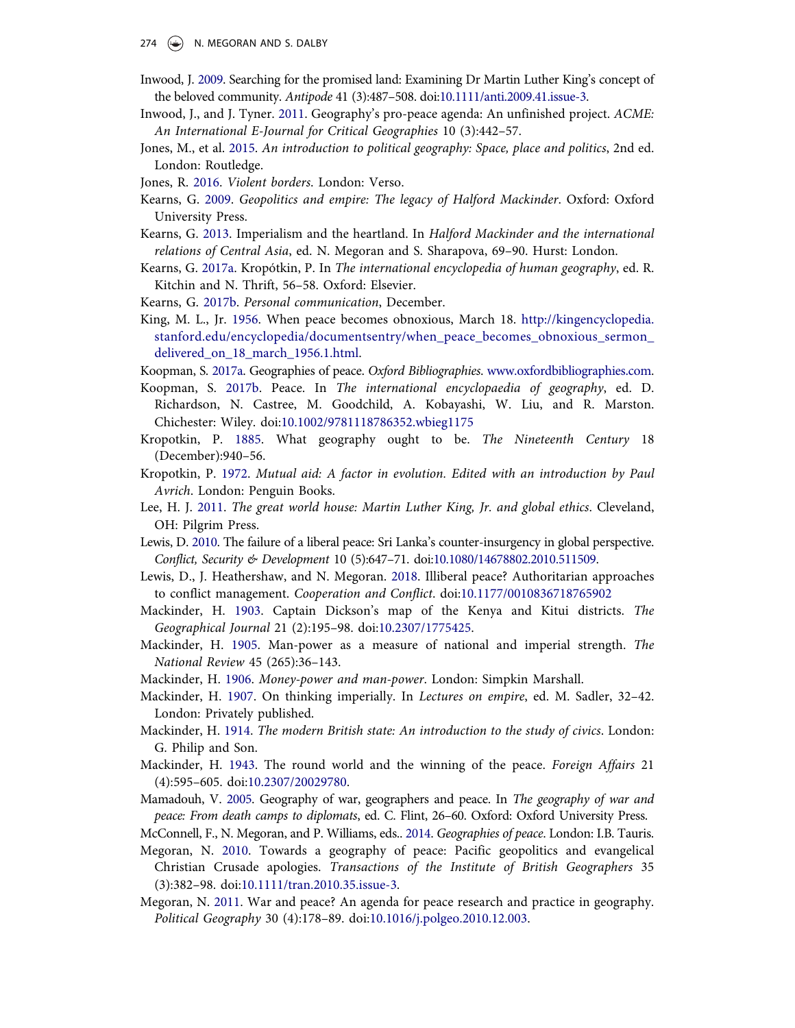Inwood, J. 2009. Searching for the promised land: Examining Dr Martin Luther King's concept of the beloved community. *Antipode* 41 (3):487–508. doi:10.1111/anti.2009.41.issue-3.

Inwood, J., and J. Tyner. 2011. Geography's pro-peace agenda: An unfinished project. *ACME: An International E-Journal for Critical Geographies* 10 (3):442–57.

Jones, M., et al. 2015. *An introduction to political geography: Space, place and politics*, 2nd ed. London: Routledge.

Jones, R. 2016. *Violent borders*. London: Verso.

Kearns, G. 2009. *Geopolitics and empire: The legacy of Halford Mackinder*. Oxford: Oxford University Press.

Kearns, G. 2013. Imperialism and the heartland. In *Halford Mackinder and the international relations of Central Asia*, ed. N. Megoran and S. Sharapova, 69–90. Hurst: London.

Kearns, G. 2017a. Kropótkin, P. In *The international encyclopedia of human geography*, ed. R. Kitchin and N. Thrift, 56–58. Oxford: Elsevier.

Kearns, G. 2017b. *Personal communication*, December.

King, M. L., Jr. 1956. When peace becomes obnoxious, March 18. http://kingencyclopedia.stanford.edu/encyclopedia/documentsentry/when_peace_becomes_obnoxious_sermon_delivered_on_18_march_1956.1.html.

Koopman, S. 2017a. Geographies of peace. *Oxford Bibliographies*. www.oxfordbibliographies.com.

Koopman, S. 2017b. Peace. In *The international encyclopaedia of geography*, ed. D. Richardson, N. Castree, M. Goodchild, A. Kobayashi, W. Liu, and R. Marston. Chichester: Wiley. doi:10.1002/9781118786352.wbieg1175

Kropotkin, P. 1885. What geography ought to be. *The Nineteenth Century* 18 (December):940–56.

Kropotkin, P. 1972. *Mutual aid: A factor in evolution. Edited with an introduction by Paul Avrich*. London: Penguin Books.

Lee, H. J. 2011. *The great world house: Martin Luther King, Jr. and global ethics*. Cleveland, OH: Pilgrim Press.

Lewis, D. 2010. The failure of a liberal peace: Sri Lanka's counter-insurgency in global perspective. *Conflict, Security & Development* 10 (5):647–71. doi:10.1080/14678802.2010.511509.

Lewis, D., J. Heathershaw, and N. Megoran. 2018. Illiberal peace? Authoritarian approaches to conflict management. *Cooperation and Conflict*. doi:10.1177/0010836718765902

Mackinder, H. 1903. Captain Dickson's map of the Kenya and Kitui districts. *The Geographical Journal* 21 (2):195–98. doi:10.2307/1775425.

Mackinder, H. 1905. Man-power as a measure of national and imperial strength. *The National Review* 45 (265):36–143.

Mackinder, H. 1906. *Money-power and man-power*. London: Simpkin Marshall.

Mackinder, H. 1907. On thinking imperially. In *Lectures on empire*, ed. M. Sadler, 32–42. London: Privately published.

Mackinder, H. 1914. *The modern British state: An introduction to the study of civics*. London: G. Philip and Son.

Mackinder, H. 1943. The round world and the winning of the peace. *Foreign Affairs* 21 (4):595–605. doi:10.2307/20029780.

Mamadouh, V. 2005. Geography of war, geographers and peace. In *The geography of war and peace: From death camps to diplomats*, ed. C. Flint, 26–60. Oxford: Oxford University Press.

McConnell, F., N. Megoran, and P. Williams, eds.. 2014. *Geographies of peace*. London: I.B. Tauris.

Megoran, N. 2010. Towards a geography of peace: Pacific geopolitics and evangelical Christian Crusade apologies. *Transactions of the Institute of British Geographers* 35 (3):382–98. doi:10.1111/tran.2010.35.issue-3.

Megoran, N. 2011. War and peace? An agenda for peace research and practice in geography. *Political Geography* 30 (4):178–89. doi:10.1016/j.polgeo.2010.12.003.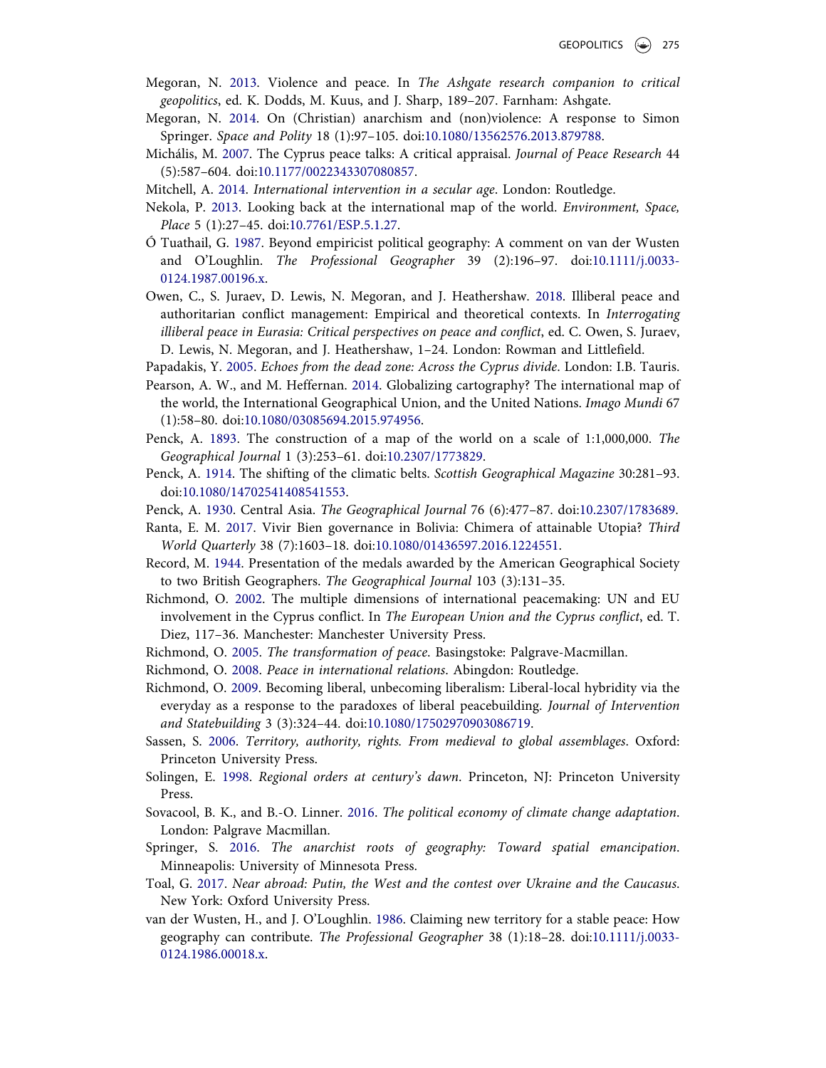Megoran, N. 2013. Violence and peace. In *The Ashgate research companion to critical geopolitics*, ed. K. Dodds, M. Kuus, and J. Sharp, 189–207. Farnham: Ashgate.

Megoran, N. 2014. On (Christian) anarchism and (non)violence: A response to Simon Springer. *Space and Polity* 18 (1):97–105. doi:10.1080/13562576.2013.879788.

Michális, M. 2007. The Cyprus peace talks: A critical appraisal. *Journal of Peace Research* 44 (5):587–604. doi:10.1177/0022343307080857.

Mitchell, A. 2014. *International intervention in a secular age*. London: Routledge.

Nekola, P. 2013. Looking back at the international map of the world. *Environment, Space, Place* 5 (1):27–45. doi:10.7761/ESP.5.1.27.

Ó Tuathail, G. 1987. Beyond empiricist political geography: A comment on van der Wusten and O'Loughlin. *The Professional Geographer* 39 (2):196–97. doi:10.1111/j.0033-0124.1987.00196.x.

Owen, C., S. Juraev, D. Lewis, N. Megoran, and J. Heathershaw. 2018. Illiberal peace and authoritarian conflict management: Empirical and theoretical contexts. In *Interrogating illiberal peace in Eurasia: Critical perspectives on peace and conflict*, ed. C. Owen, S. Juraev, D. Lewis, N. Megoran, and J. Heathershaw, 1–24. London: Rowman and Littlefield.

Papadakis, Y. 2005. *Echoes from the dead zone: Across the Cyprus divide*. London: I.B. Tauris.

Pearson, A. W., and M. Heffernan. 2014. Globalizing cartography? The international map of the world, the International Geographical Union, and the United Nations. *Imago Mundi* 67 (1):58–80. doi:10.1080/03085694.2015.974956.

Penck, A. 1893. The construction of a map of the world on a scale of 1:1,000,000. *The Geographical Journal* 1 (3):253–61. doi:10.2307/1773829.

Penck, A. 1914. The shifting of the climatic belts. *Scottish Geographical Magazine* 30:281–93. doi:10.1080/14702541408541553.

Penck, A. 1930. Central Asia. *The Geographical Journal* 76 (6):477–87. doi:10.2307/1783689.

Ranta, E. M. 2017. Vivir Bien governance in Bolivia: Chimera of attainable Utopia? *Third World Quarterly* 38 (7):1603–18. doi:10.1080/01436597.2016.1224551.

Record, M. 1944. Presentation of the medals awarded by the American Geographical Society to two British Geographers. *The Geographical Journal* 103 (3):131–35.

Richmond, O. 2002. The multiple dimensions of international peacemaking: UN and EU involvement in the Cyprus conflict. In *The European Union and the Cyprus conflict*, ed. T. Diez, 117–36. Manchester: Manchester University Press.

Richmond, O. 2005. *The transformation of peace*. Basingstoke: Palgrave-Macmillan.

Richmond, O. 2008. *Peace in international relations*. Abingdon: Routledge.

Richmond, O. 2009. Becoming liberal, unbecoming liberalism: Liberal-local hybridity via the everyday as a response to the paradoxes of liberal peacebuilding. *Journal of Intervention and Statebuilding* 3 (3):324–44. doi:10.1080/17502970903086719.

Sassen, S. 2006. *Territory, authority, rights. From medieval to global assemblages*. Oxford: Princeton University Press.

Solingen, E. 1998. *Regional orders at century's dawn*. Princeton, NJ: Princeton University Press.

Sovacool, B. K., and B.-O. Linner. 2016. *The political economy of climate change adaptation*. London: Palgrave Macmillan.

Springer, S. 2016. *The anarchist roots of geography: Toward spatial emancipation*. Minneapolis: University of Minnesota Press.

Toal, G. 2017. *Near abroad: Putin, the West and the contest over Ukraine and the Caucasus*. New York: Oxford University Press.

van der Wusten, H., and J. O'Loughlin. 1986. Claiming new territory for a stable peace: How geography can contribute. *The Professional Geographer* 38 (1):18–28. doi:10.1111/j.0033-0124.1986.00018.x.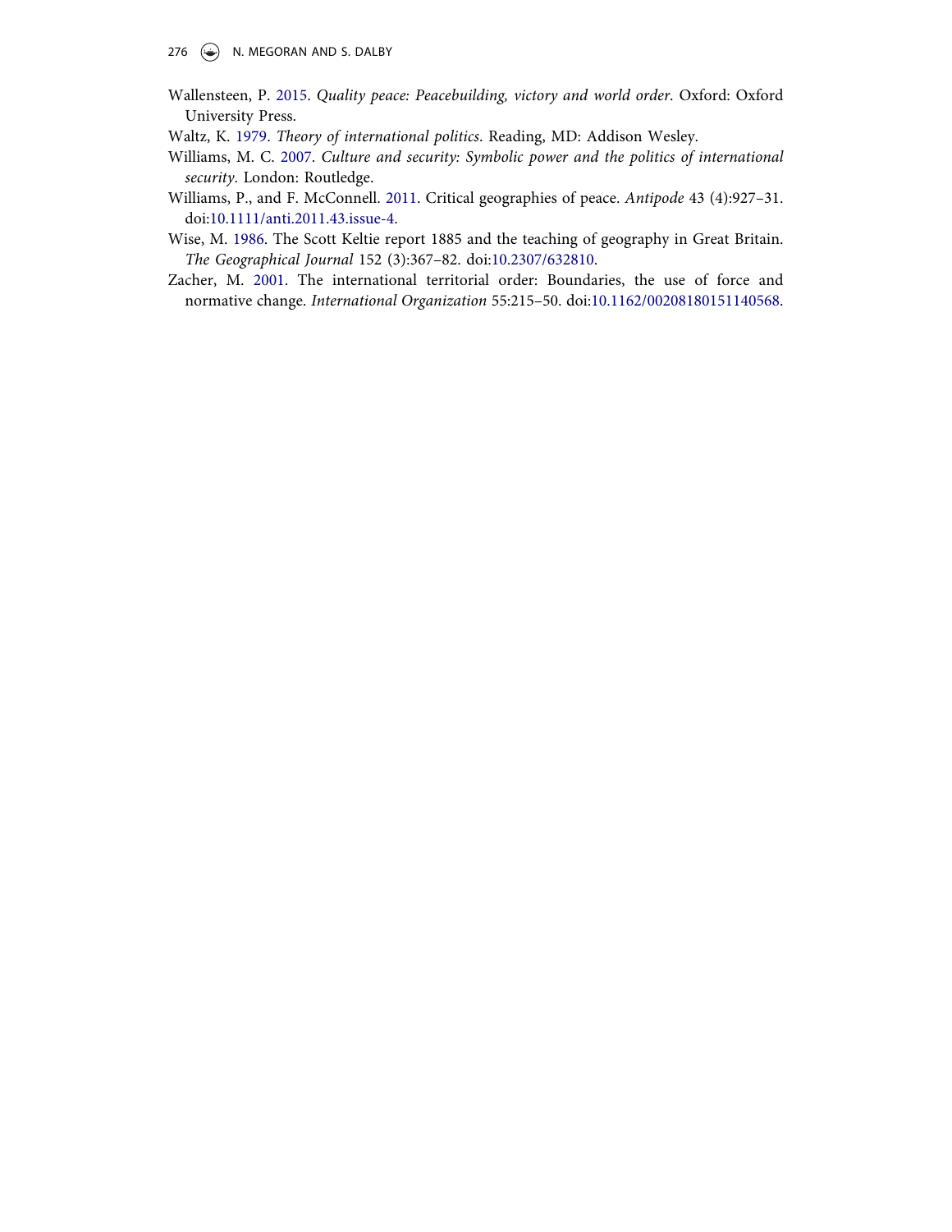Wallensteen, P. 2015. *Quality peace: Peacebuilding, victory and world order*. Oxford: Oxford University Press.

Waltz, K. 1979. *Theory of international politics*. Reading, MD: Addison Wesley.

Williams, M. C. 2007. *Culture and security: Symbolic power and the politics of international security*. London: Routledge.

Williams, P., and F. McConnell. 2011. Critical geographies of peace. *Antipode* 43 (4):927–31. doi:10.1111/anti.2011.43.issue-4.

Wise, M. 1986. The Scott Keltie report 1885 and the teaching of geography in Great Britain. *The Geographical Journal* 152 (3):367–82. doi:10.2307/632810.

Zacher, M. 2001. The international territorial order: Boundaries, the use of force and normative change. *International Organization* 55:215–50. doi:10.1162/00208180151140568.